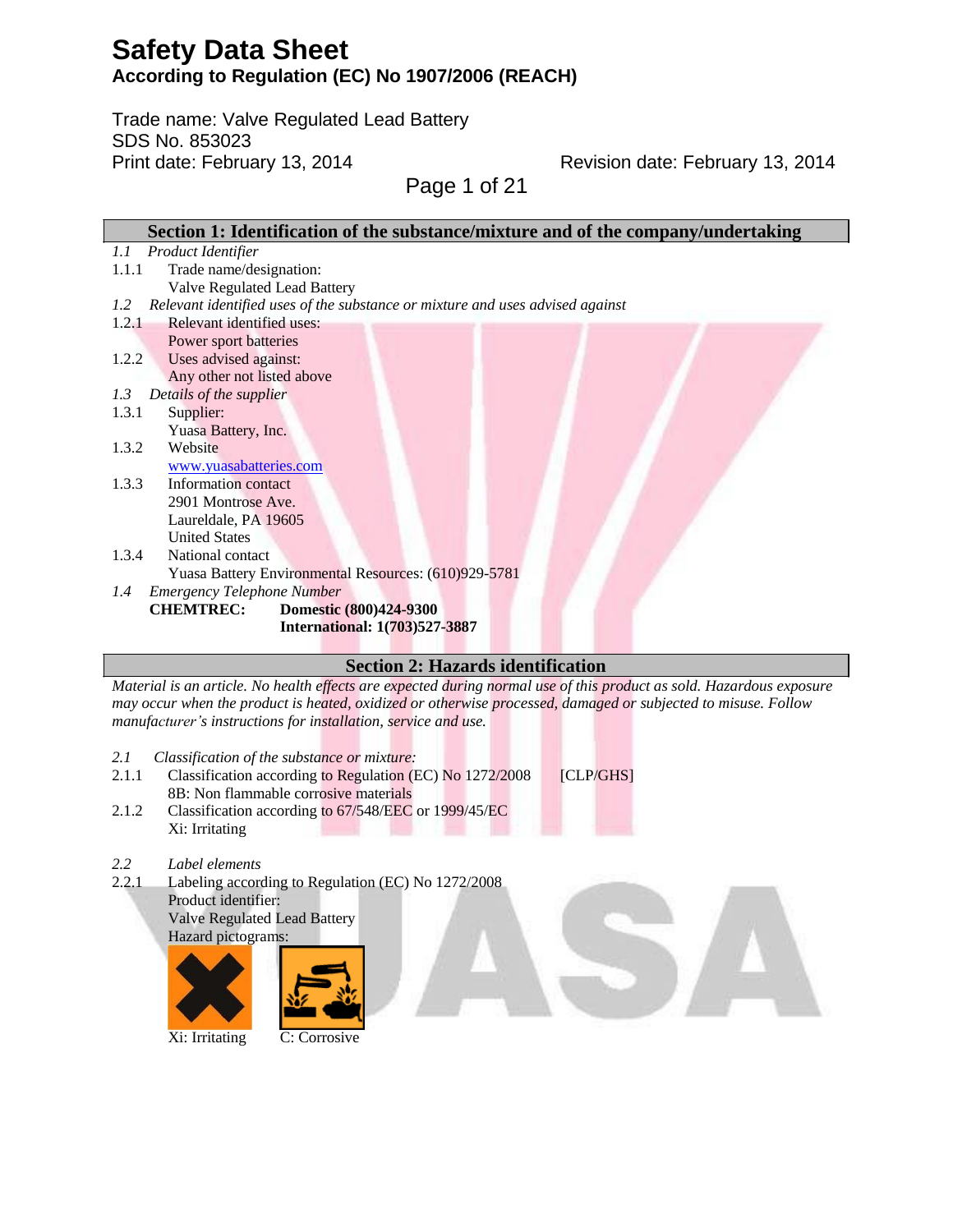# Safety Data Sheet

## According to Regulation (EC) No 1907/2006 (REACH)

Trade name: Valve Regulated Lead Battery
SDS No. 853023
Print date: February 13, 2014 Revision date: February 13, 2014

## Section 1: Identification of the substance/mixture and of the company/undertaking

*1.1 Product Identifier*

1.1.1 Trade name/designation:
Valve Regulated Lead Battery

*1.2 Relevant identified uses of the substance or mixture and uses advised against*

1.2.1 Relevant identified uses:
Power sport batteries

1.2.2 Uses advised against:
Any other not listed above

*1.3 Details of the supplier*

1.3.1 Supplier:
Yuasa Battery, Inc.

1.3.2 Website
www.yuasabatteries.com

1.3.3 Information contact
2901 Montrose Ave.
Laureldale, PA 19605
United States

1.3.4 National contact
Yuasa Battery Environmental Resources: (610)929-5781

*1.4 Emergency Telephone Number*

**CHEMTREC: Domestic (800)424-9300**
**International: 1(703)527-3887**

## Section 2: Hazards identification

*Material is an article. No health effects are expected during normal use of this product as sold. Hazardous exposure may occur when the product is heated, oxidized or otherwise processed, damaged or subjected to misuse. Follow manufacturer's instructions for installation, service and use.*

*2.1 Classification of the substance or mixture:*

2.1.1 Classification according to Regulation (EC) No 1272/2008 [CLP/GHS]
8B: Non flammable corrosive materials

2.1.2 Classification according to 67/548/EEC or 1999/45/EC
Xi: Irritating

*2.2 Label elements*

2.2.1 Labeling according to Regulation (EC) No 1272/2008
Product identifier:
Valve Regulated Lead Battery
Hazard pictograms:

Xi: Irritating C: Corrosive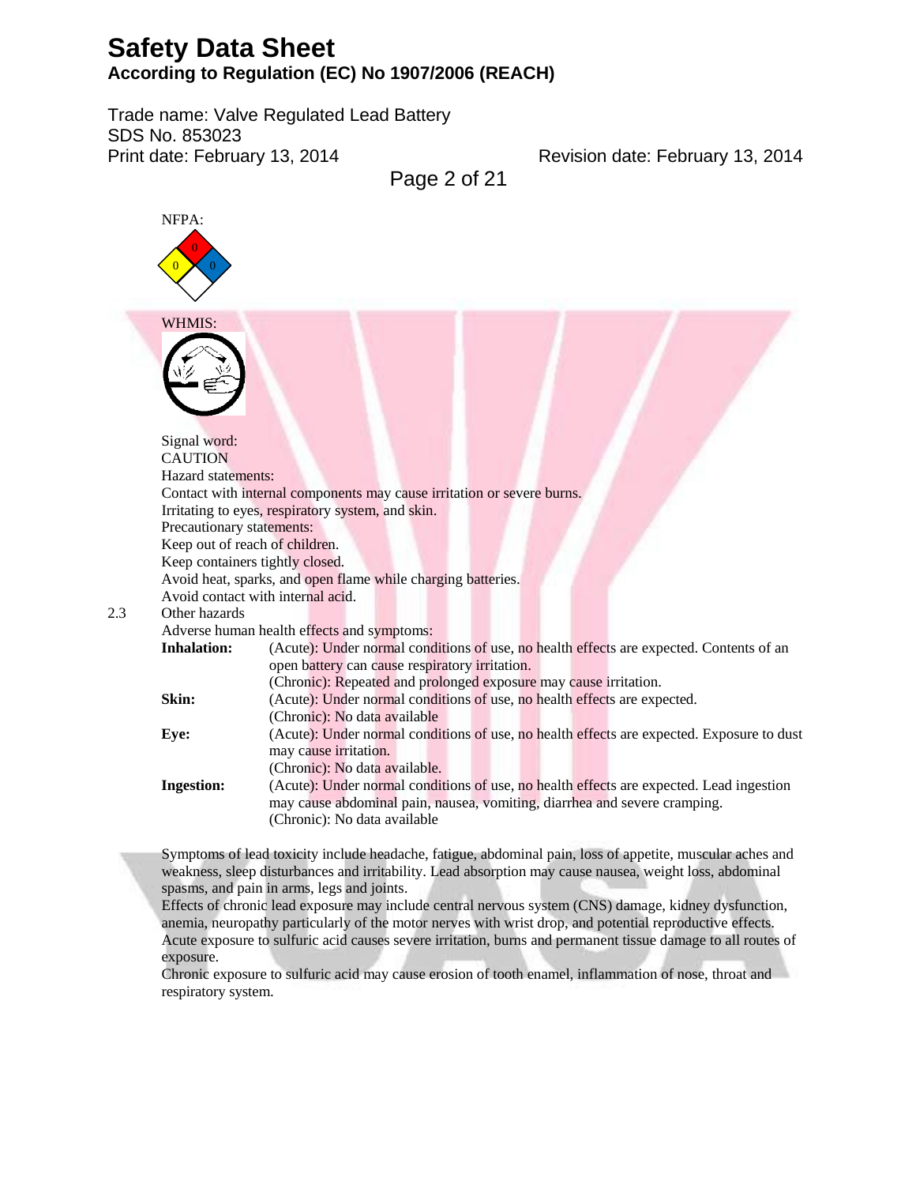NFPA:

0
0 0

WHMIS:

Signal word:
CAUTION

Hazard statements:
Contact with internal components may cause irritation or severe burns.
Irritating to eyes, respiratory system, and skin.

Precautionary statements:
Keep out of reach of children.
Keep containers tightly closed.
Avoid heat, sparks, and open flame while charging batteries.
Avoid contact with internal acid.

2.3 Other hazards

Adverse human health effects and symptoms:

| | |
|---|---|
| **Inhalation:** | (Acute): Under normal conditions of use, no health effects are expected. Contents of an open battery can cause respiratory irritation. (Chronic): Repeated and prolonged exposure may cause irritation. |
| **Skin:** | (Acute): Under normal conditions of use, no health effects are expected. (Chronic): No data available |
| **Eye:** | (Acute): Under normal conditions of use, no health effects are expected. Exposure to dust may cause irritation. (Chronic): No data available. |
| **Ingestion:** | (Acute): Under normal conditions of use, no health effects are expected. Lead ingestion may cause abdominal pain, nausea, vomiting, diarrhea and severe cramping. (Chronic): No data available |

Symptoms of lead toxicity include headache, fatigue, abdominal pain, loss of appetite, muscular aches and weakness, sleep disturbances and irritability. Lead absorption may cause nausea, weight loss, abdominal spasms, and pain in arms, legs and joints.
Effects of chronic lead exposure may include central nervous system (CNS) damage, kidney dysfunction, anemia, neuropathy particularly of the motor nerves with wrist drop, and potential reproductive effects.
Acute exposure to sulfuric acid causes severe irritation, burns and permanent tissue damage to all routes of exposure.
Chronic exposure to sulfuric acid may cause erosion of tooth enamel, inflammation of nose, throat and respiratory system.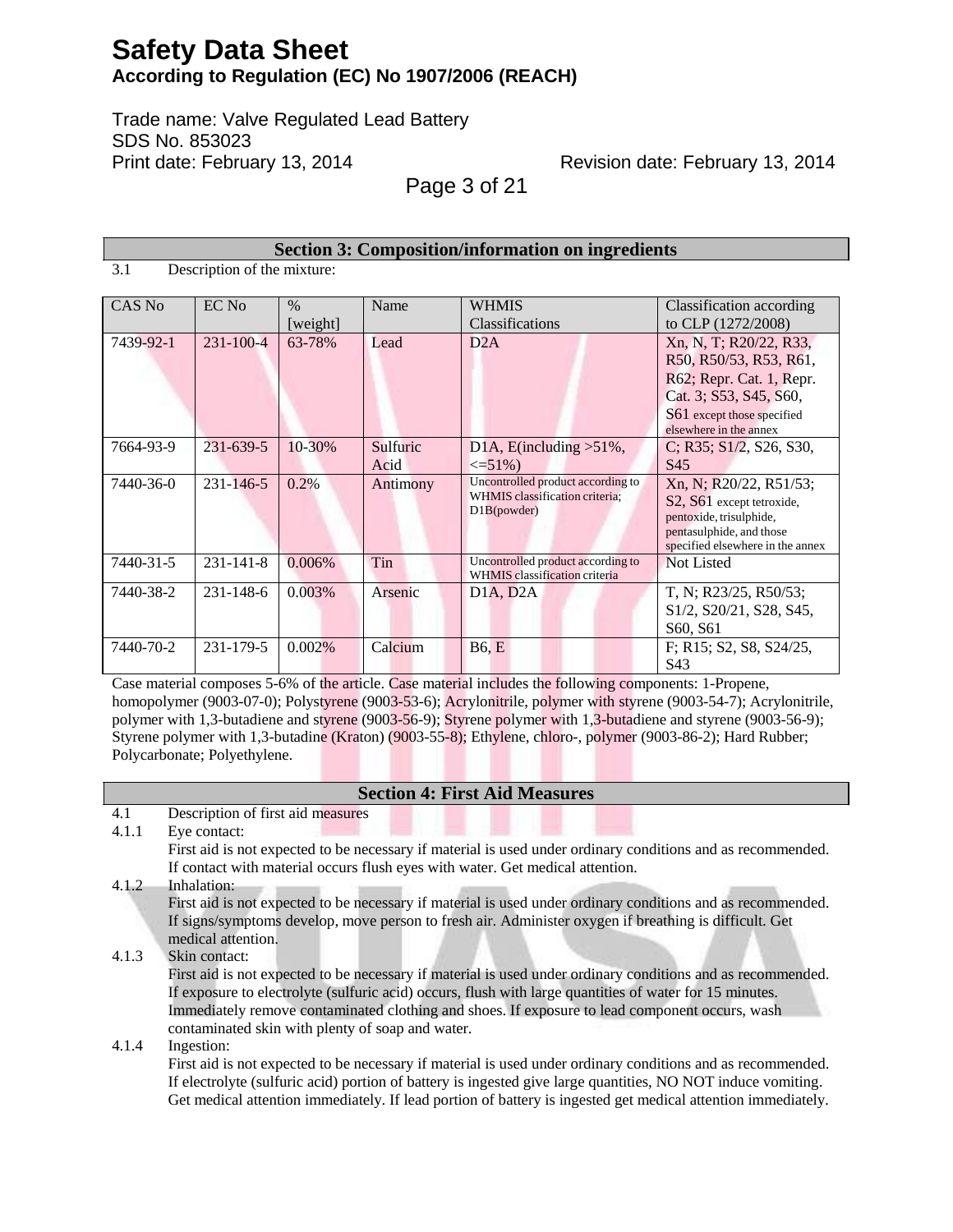## Section 3: Composition/information on ingredients

3.1 Description of the mixture:

| CAS No | EC No | % [weight] | Name | WHMIS Classifications | Classification according to CLP (1272/2008) |
|---|---|---|---|---|---|
| 7439-92-1 | 231-100-4 | 63-78% | Lead | D2A | Xn, N, T; R20/22, R33, R50, R50/53, R53, R61, R62; Repr. Cat. 1, Repr. Cat. 3; S53, S45, S60, S61 except those specified elsewhere in the annex |
| 7664-93-9 | 231-639-5 | 10-30% | Sulfuric Acid | D1A, E(including >51%, <=51%) | C; R35; S1/2, S26, S30, S45 |
| 7440-36-0 | 231-146-5 | 0.2% | Antimony | Uncontrolled product according to WHMIS classification criteria; D1B(powder) | Xn, N; R20/22, R51/53; S2, S61 except tetroxide, pentoxide, trisulphide, pentasulphide, and those specified elsewhere in the annex |
| 7440-31-5 | 231-141-8 | 0.006% | Tin | Uncontrolled product according to WHMIS classification criteria | Not Listed |
| 7440-38-2 | 231-148-6 | 0.003% | Arsenic | D1A, D2A | T, N; R23/25, R50/53; S1/2, S20/21, S28, S45, S60, S61 |
| 7440-70-2 | 231-179-5 | 0.002% | Calcium | B6, E | F; R15; S2, S8, S24/25, S43 |

Case material composes 5-6% of the article. Case material includes the following components: 1-Propene, homopolymer (9003-07-0); Polystyrene (9003-53-6); Acrylonitrile, polymer with styrene (9003-54-7); Acrylonitrile, polymer with 1,3-butadiene and styrene (9003-56-9); Styrene polymer with 1,3-butadiene and styrene (9003-56-9); Styrene polymer with 1,3-butadine (Kraton) (9003-55-8); Ethylene, chloro-, polymer (9003-86-2); Hard Rubber; Polycarbonate; Polyethylene.

## Section 4: First Aid Measures

4.1 Description of first aid measures

4.1.1 Eye contact:
First aid is not expected to be necessary if material is used under ordinary conditions and as recommended. If contact with material occurs flush eyes with water. Get medical attention.

4.1.2 Inhalation:
First aid is not expected to be necessary if material is used under ordinary conditions and as recommended. If signs/symptoms develop, move person to fresh air. Administer oxygen if breathing is difficult. Get medical attention.

4.1.3 Skin contact:
First aid is not expected to be necessary if material is used under ordinary conditions and as recommended. If exposure to electrolyte (sulfuric acid) occurs, flush with large quantities of water for 15 minutes. Immediately remove contaminated clothing and shoes. If exposure to lead component occurs, wash contaminated skin with plenty of soap and water.

4.1.4 Ingestion:
First aid is not expected to be necessary if material is used under ordinary conditions and as recommended. If electrolyte (sulfuric acid) portion of battery is ingested give large quantities, NO NOT induce vomiting. Get medical attention immediately. If lead portion of battery is ingested get medical attention immediately.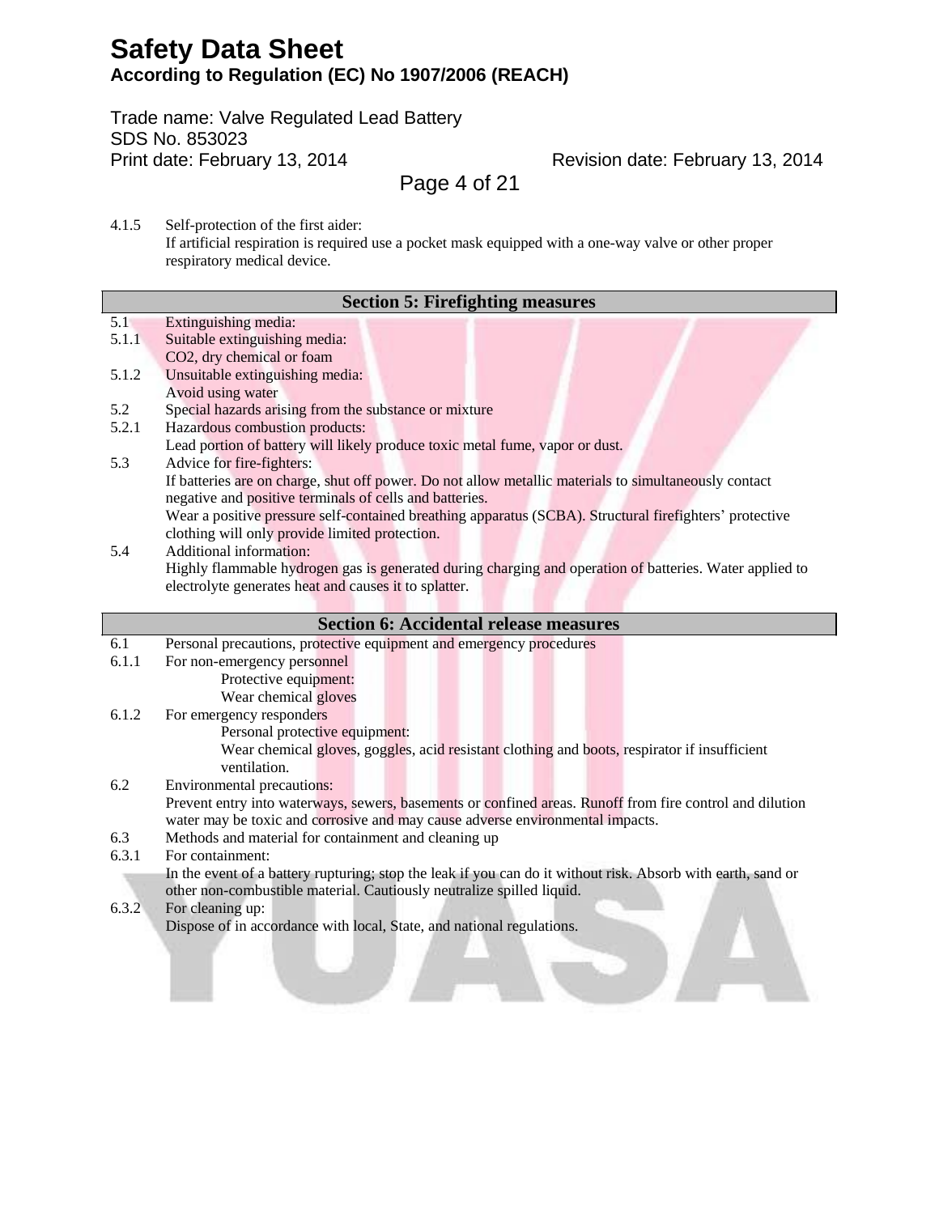4.1.5 Self-protection of the first aider:
If artificial respiration is required use a pocket mask equipped with a one-way valve or other proper respiratory medical device.

## Section 5: Firefighting measures

5.1 Extinguishing media:

5.1.1 Suitable extinguishing media:
$CO_2$, dry chemical or foam

5.1.2 Unsuitable extinguishing media:
Avoid using water

5.2 Special hazards arising from the substance or mixture

5.2.1 Hazardous combustion products:
Lead portion of battery will likely produce toxic metal fume, vapor or dust.

5.3 Advice for fire-fighters:
If batteries are on charge, shut off power. Do not allow metallic materials to simultaneously contact negative and positive terminals of cells and batteries.
Wear a positive pressure self-contained breathing apparatus (SCBA). Structural firefighters' protective clothing will only provide limited protection.

5.4 Additional information:
Highly flammable hydrogen gas is generated during charging and operation of batteries. Water applied to electrolyte generates heat and causes it to splatter.

## Section 6: Accidental release measures

6.1 Personal precautions, protective equipment and emergency procedures

6.1.1 For non-emergency personnel
Protective equipment:
Wear chemical gloves

6.1.2 For emergency responders
Personal protective equipment:
Wear chemical gloves, goggles, acid resistant clothing and boots, respirator if insufficient ventilation.

6.2 Environmental precautions:
Prevent entry into waterways, sewers, basements or confined areas. Runoff from fire control and dilution water may be toxic and corrosive and may cause adverse environmental impacts.

6.3 Methods and material for containment and cleaning up

6.3.1 For containment:
In the event of a battery rupturing; stop the leak if you can do it without risk. Absorb with earth, sand or other non-combustible material. Cautiously neutralize spilled liquid.

6.3.2 For cleaning up:
Dispose of in accordance with local, State, and national regulations.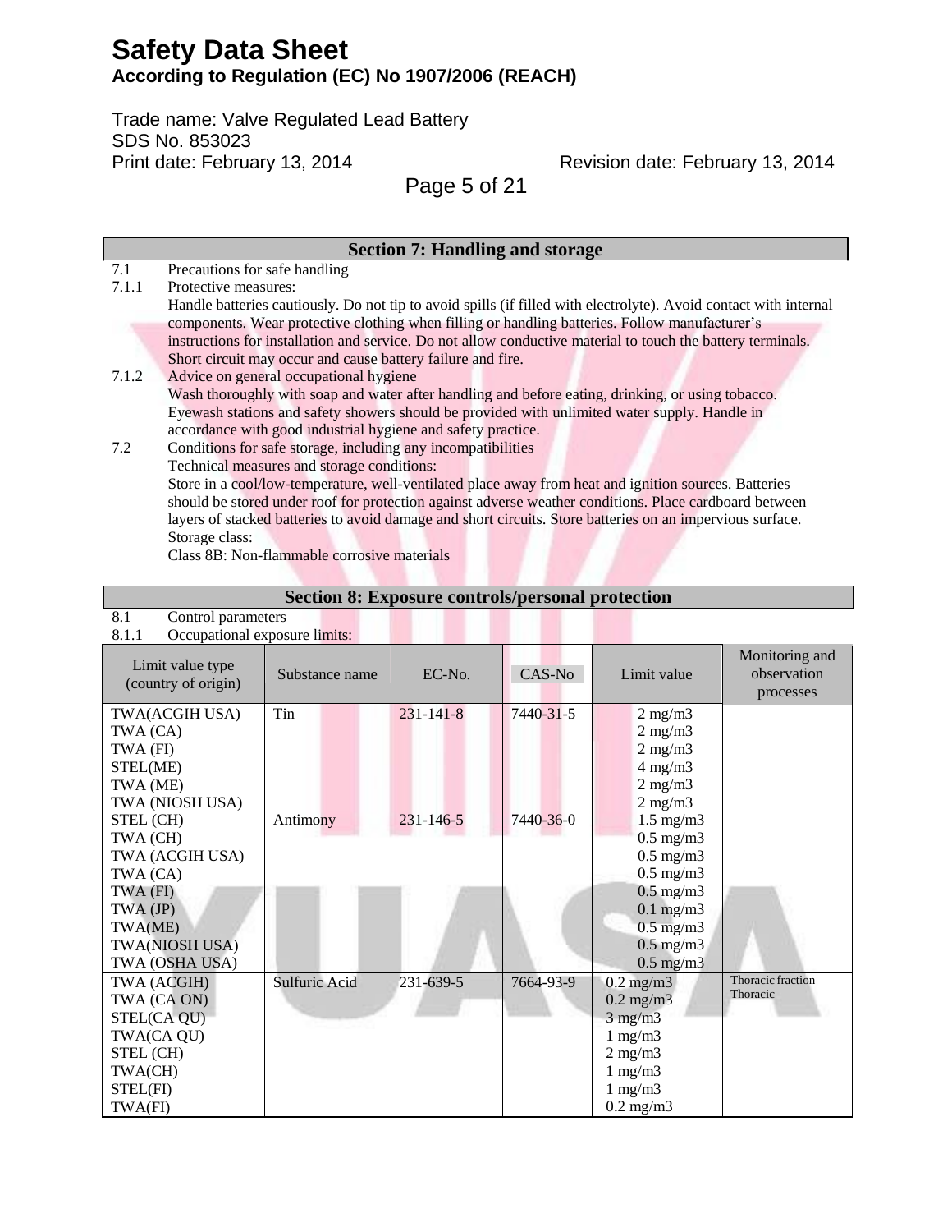## Section 7: Handling and storage

7.1 Precautions for safe handling

7.1.1 Protective measures:

Handle batteries cautiously. Do not tip to avoid spills (if filled with electrolyte). Avoid contact with internal components. Wear protective clothing when filling or handling batteries. Follow manufacturer's instructions for installation and service. Do not allow conductive material to touch the battery terminals. Short circuit may occur and cause battery failure and fire.

7.1.2 Advice on general occupational hygiene

Wash thoroughly with soap and water after handling and before eating, drinking, or using tobacco. Eyewash stations and safety showers should be provided with unlimited water supply. Handle in accordance with good industrial hygiene and safety practice.

7.2 Conditions for safe storage, including any incompatibilities

Technical measures and storage conditions:

Store in a cool/low-temperature, well-ventilated place away from heat and ignition sources. Batteries should be stored under roof for protection against adverse weather conditions. Place cardboard between layers of stacked batteries to avoid damage and short circuits. Store batteries on an impervious surface.

Storage class:

Class 8B: Non-flammable corrosive materials

## Section 8: Exposure controls/personal protection

8.1 Control parameters

8.1.1 Occupational exposure limits:

| Limit value type (country of origin) | Substance name | EC-No. | CAS-No | Limit value | Monitoring and observation processes |
|---|---|---|---|---|---|
| TWA(ACGIH USA)<br>TWA (CA)<br>TWA (FI)<br>STEL(ME)<br>TWA (ME)<br>TWA (NIOSH USA) | Tin | 231-141-8 | 7440-31-5 | 2 mg/m3<br>2 mg/m3<br>2 mg/m3<br>4 mg/m3<br>2 mg/m3<br>2 mg/m3 | |
| STEL (CH)<br>TWA (CH)<br>TWA (ACGIH USA)<br>TWA (CA)<br>TWA (FI)<br>TWA (JP)<br>TWA(ME)<br>TWA(NIOSH USA)<br>TWA (OSHA USA) | Antimony | 231-146-5 | 7440-36-0 | 1.5 mg/m3<br>0.5 mg/m3<br>0.5 mg/m3<br>0.5 mg/m3<br>0.5 mg/m3<br>0.1 mg/m3<br>0.5 mg/m3<br>0.5 mg/m3<br>0.5 mg/m3 | |
| TWA (ACGIH)<br>TWA (CA ON)<br>STEL(CA QU)<br>TWA(CA QU)<br>STEL (CH)<br>TWA(CH)<br>STEL(FI)<br>TWA(FI) | Sulfuric Acid | 231-639-5 | 7664-93-9 | 0.2 mg/m3<br>0.2 mg/m3<br>3 mg/m3<br>1 mg/m3<br>2 mg/m3<br>1 mg/m3<br>1 mg/m3<br>0.2 mg/m3 | Thoracic fraction<br>Thoracic |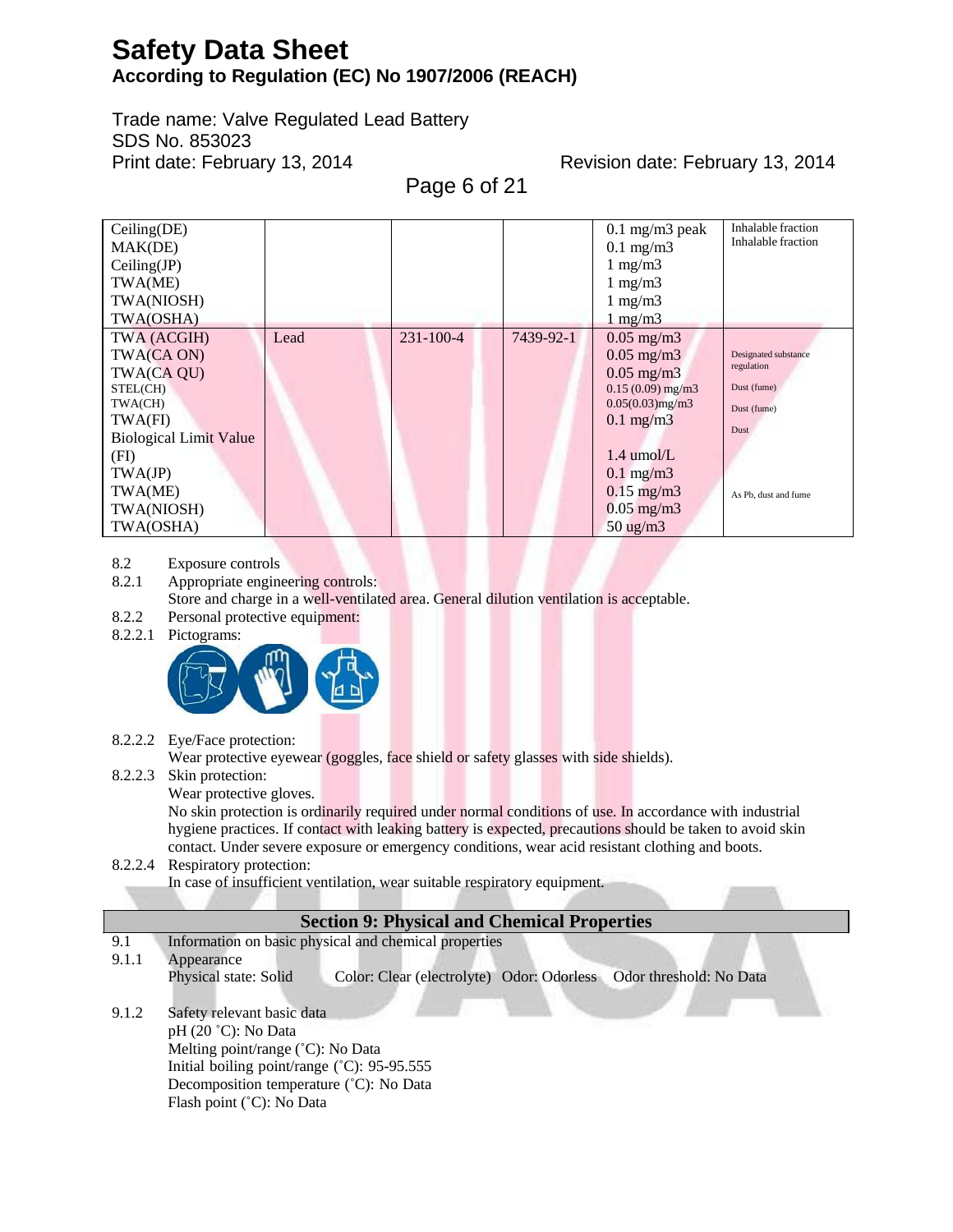| | | | | | |
|---|---|---|---|---|---|
| Ceiling(DE)<br>MAK(DE)<br>Ceiling(JP)<br>TWA(ME)<br>TWA(NIOSH)<br>TWA(OSHA) | | | | 0.1 mg/m3 peak<br>0.1 mg/m3<br>1 mg/m3<br>1 mg/m3<br>1 mg/m3<br>1 mg/m3 | Inhalable fraction<br>Inhalable fraction |
| TWA (ACGIH)<br>TWA(CA ON)<br>TWA(CA QU)<br>STEL(CH)<br>TWA(CH)<br>TWA(FI)<br>Biological Limit Value (FI)<br>TWA(JP)<br>TWA(ME)<br>TWA(NIOSH)<br>TWA(OSHA) | Lead | 231-100-4 | 7439-92-1 | 0.05 mg/m3<br>0.05 mg/m3<br>0.05 mg/m3<br>0.15 (0.09) mg/m3<br>0.05(0.03)mg/m3<br>0.1 mg/m3<br>1.4 umol/L<br>0.1 mg/m3<br>0.15 mg/m3<br>0.05 mg/m3<br>50 ug/m3 | Designated substance regulation<br>Dust (fume)<br>Dust (fume)<br>Dust<br>As Pb, dust and fume |

8.2 Exposure controls

8.2.1 Appropriate engineering controls:
Store and charge in a well-ventilated area. General dilution ventilation is acceptable.

8.2.2 Personal protective equipment:

8.2.2.1 Pictograms:

8.2.2.2 Eye/Face protection:
Wear protective eyewear (goggles, face shield or safety glasses with side shields).

8.2.2.3 Skin protection:
Wear protective gloves.
No skin protection is ordinarily required under normal conditions of use. In accordance with industrial hygiene practices. If contact with leaking battery is expected, precautions should be taken to avoid skin contact. Under severe exposure or emergency conditions, wear acid resistant clothing and boots.

8.2.2.4 Respiratory protection:
In case of insufficient ventilation, wear suitable respiratory equipment.

## Section 9: Physical and Chemical Properties

9.1 Information on basic physical and chemical properties

9.1.1 Appearance
Physical state: Solid Color: Clear (electrolyte) Odor: Odorless Odor threshold: No Data

9.1.2 Safety relevant basic data
pH (20 ˚C): No Data
Melting point/range (˚C): No Data
Initial boiling point/range (˚C): 95-95.555
Decomposition temperature (˚C): No Data
Flash point (˚C): No Data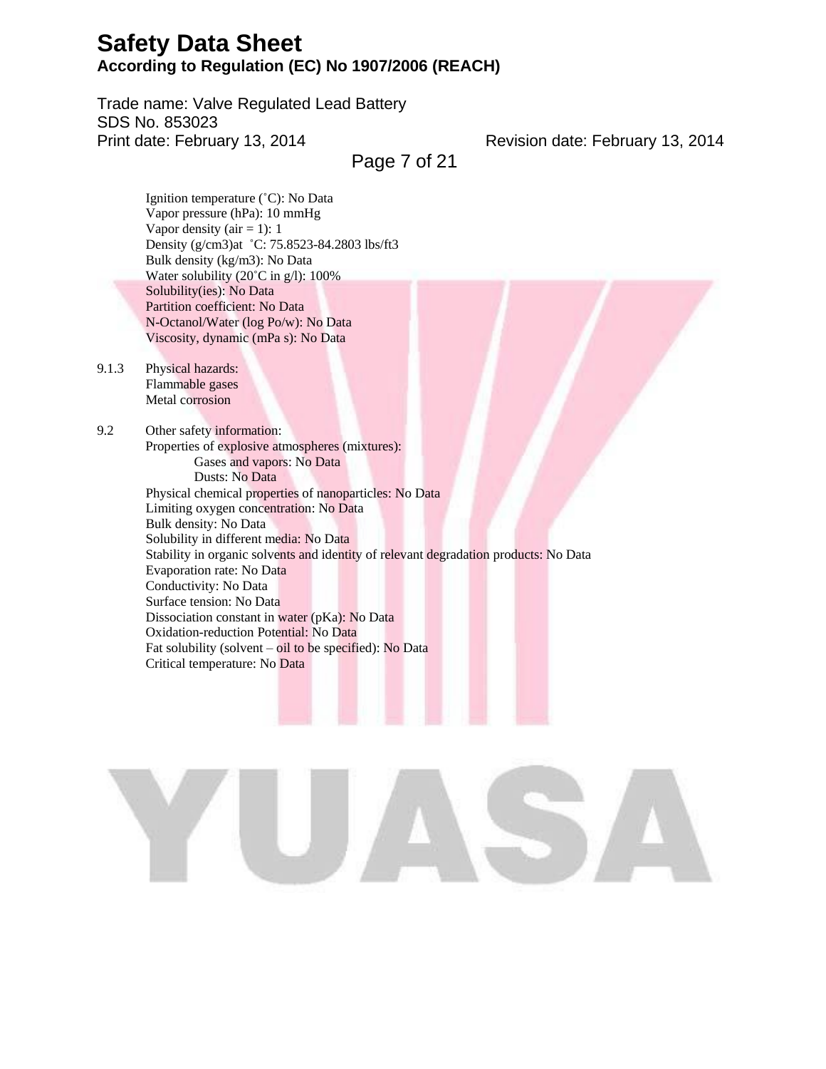Ignition temperature (˚C): No Data
Vapor pressure (hPa): 10 mmHg
Vapor density (air = 1): 1
Density (g/cm3)at ˚C: 75.8523-84.2803 lbs/ft3
Bulk density (kg/m3): No Data
Water solubility (20˚C in g/l): 100%
Solubility(ies): No Data
Partition coefficient: No Data
N-Octanol/Water (log Po/w): No Data
Viscosity, dynamic (mPa s): No Data

9.1.3 Physical hazards:
Flammable gases
Metal corrosion

9.2 Other safety information:
Properties of explosive atmospheres (mixtures):
- Gases and vapors: No Data
- Dusts: No Data

Physical chemical properties of nanoparticles: No Data
Limiting oxygen concentration: No Data
Bulk density: No Data
Solubility in different media: No Data
Stability in organic solvents and identity of relevant degradation products: No Data
Evaporation rate: No Data
Conductivity: No Data
Surface tension: No Data
Dissociation constant in water (pKa): No Data
Oxidation-reduction Potential: No Data
Fat solubility (solvent – oil to be specified): No Data
Critical temperature: No Data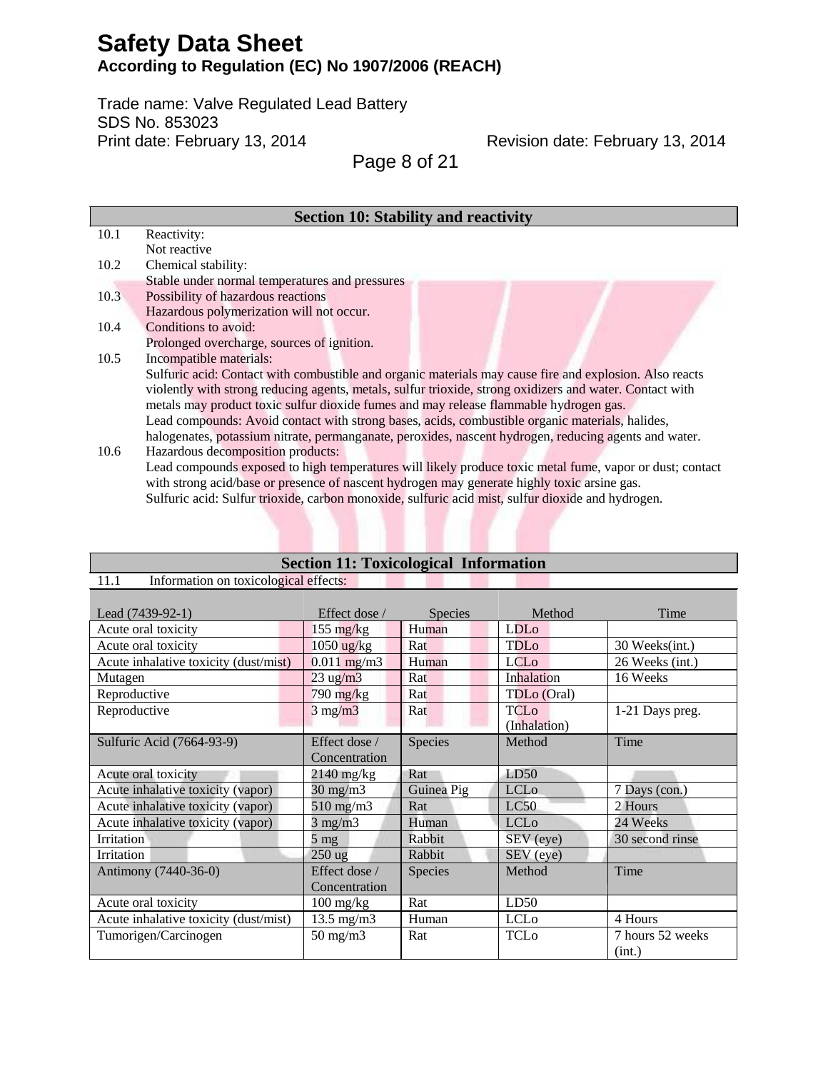# Safety Data Sheet

**According to Regulation (EC) No 1907/2006 (REACH)**

Trade name: Valve Regulated Lead Battery
SDS No. 853023
Print date: February 13, 2014 Revision date: February 13, 2014

## Section 10: Stability and reactivity

10.1 Reactivity:
Not reactive

10.2 Chemical stability:
Stable under normal temperatures and pressures

10.3 Possibility of hazardous reactions
Hazardous polymerization will not occur.

10.4 Conditions to avoid:
Prolonged overcharge, sources of ignition.

10.5 Incompatible materials:
Sulfuric acid: Contact with combustible and organic materials may cause fire and explosion. Also reacts violently with strong reducing agents, metals, sulfur trioxide, strong oxidizers and water. Contact with metals may product toxic sulfur dioxide fumes and may release flammable hydrogen gas.
Lead compounds: Avoid contact with strong bases, acids, combustible organic materials, halides, halogenates, potassium nitrate, permanganate, peroxides, nascent hydrogen, reducing agents and water.

10.6 Hazardous decomposition products:
Lead compounds exposed to high temperatures will likely produce toxic metal fume, vapor or dust; contact with strong acid/base or presence of nascent hydrogen may generate highly toxic arsine gas.
Sulfuric acid: Sulfur trioxide, carbon monoxide, sulfuric acid mist, sulfur dioxide and hydrogen.

## Section 11: Toxicological Information

11.1 Information on toxicological effects:

| Lead (7439-92-1) | Effect dose / | Species | Method | Time |
|---|---|---|---|---|
| Acute oral toxicity | 155 mg/kg | Human | LDLo | |
| Acute oral toxicity | 1050 ug/kg | Rat | TDLo | 30 Weeks(int.) |
| Acute inhalative toxicity (dust/mist) | 0.011 mg/m3 | Human | LCLo | 26 Weeks (int.) |
| Mutagen | 23 ug/m3 | Rat | Inhalation | 16 Weeks |
| Reproductive | 790 mg/kg | Rat | TDLo (Oral) | |
| Reproductive | 3 mg/m3 | Rat | TCLo (Inhalation) | 1-21 Days preg. |
| **Sulfuric Acid (7664-93-9)** | **Effect dose / Concentration** | **Species** | **Method** | **Time** |
| Acute oral toxicity | 2140 mg/kg | Rat | LD50 | |
| Acute inhalative toxicity (vapor) | 30 mg/m3 | Guinea Pig | LCLo | 7 Days (con.) |
| Acute inhalative toxicity (vapor) | 510 mg/m3 | Rat | LC50 | 2 Hours |
| Acute inhalative toxicity (vapor) | 3 mg/m3 | Human | LCLo | 24 Weeks |
| Irritation | 5 mg | Rabbit | SEV (eye) | 30 second rinse |
| Irritation | 250 ug | Rabbit | SEV (eye) | |
| **Antimony (7440-36-0)** | **Effect dose / Concentration** | **Species** | **Method** | **Time** |
| Acute oral toxicity | 100 mg/kg | Rat | LD50 | |
| Acute inhalative toxicity (dust/mist) | 13.5 mg/m3 | Human | LCLo | 4 Hours |
| Tumorigen/Carcinogen | 50 mg/m3 | Rat | TCLo | 7 hours 52 weeks (int.) |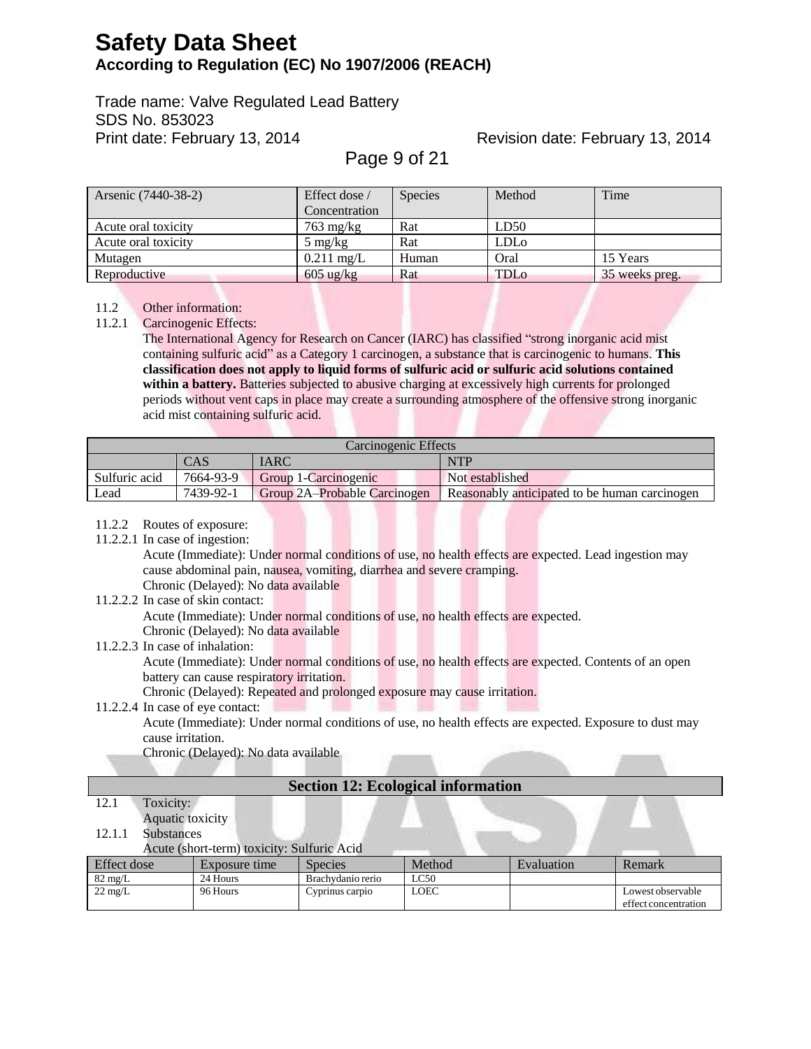| Arsenic (7440-38-2) | Effect dose / Concentration | Species | Method | Time |
|---|---|---|---|---|
| Acute oral toxicity | 763 mg/kg | Rat | LD50 | |
| Acute oral toxicity | 5 mg/kg | Rat | LDLo | |
| Mutagen | 0.211 mg/L | Human | Oral | 15 Years |
| Reproductive | 605 ug/kg | Rat | TDLo | 35 weeks preg. |

11.2 Other information:

11.2.1 Carcinogenic Effects:

The International Agency for Research on Cancer (IARC) has classified "strong inorganic acid mist containing sulfuric acid" as a Category 1 carcinogen, a substance that is carcinogenic to humans. **This classification does not apply to liquid forms of sulfuric acid or sulfuric acid solutions contained within a battery.** Batteries subjected to abusive charging at excessively high currents for prolonged periods without vent caps in place may create a surrounding atmosphere of the offensive strong inorganic acid mist containing sulfuric acid.

| Carcinogenic Effects | | | |
|---|---|---|---|
| | CAS | IARC | NTP |
| Sulfuric acid | 7664-93-9 | Group 1-Carcinogenic | Not established |
| Lead | 7439-92-1 | Group 2A–Probable Carcinogen | Reasonably anticipated to be human carcinogen |

11.2.2 Routes of exposure:

11.2.2.1 In case of ingestion:

Acute (Immediate): Under normal conditions of use, no health effects are expected. Lead ingestion may cause abdominal pain, nausea, vomiting, diarrhea and severe cramping.

Chronic (Delayed): No data available

11.2.2.2 In case of skin contact:

Acute (Immediate): Under normal conditions of use, no health effects are expected.

Chronic (Delayed): No data available

11.2.2.3 In case of inhalation:

Acute (Immediate): Under normal conditions of use, no health effects are expected. Contents of an open battery can cause respiratory irritation.

Chronic (Delayed): Repeated and prolonged exposure may cause irritation.

11.2.2.4 In case of eye contact:

Acute (Immediate): Under normal conditions of use, no health effects are expected. Exposure to dust may cause irritation.

Chronic (Delayed): No data available

## Section 12: Ecological information

12.1 Toxicity:

Aquatic toxicity

12.1.1 Substances

Acute (short-term) toxicity: Sulfuric Acid

| Effect dose | Exposure time | Species | Method | Evaluation | Remark |
|---|---|---|---|---|---|
| 82 mg/L | 24 Hours | Brachydanio rerio | LC50 | | |
| 22 mg/L | 96 Hours | Cyprinus carpio | LOEC | | Lowest observable effect concentration |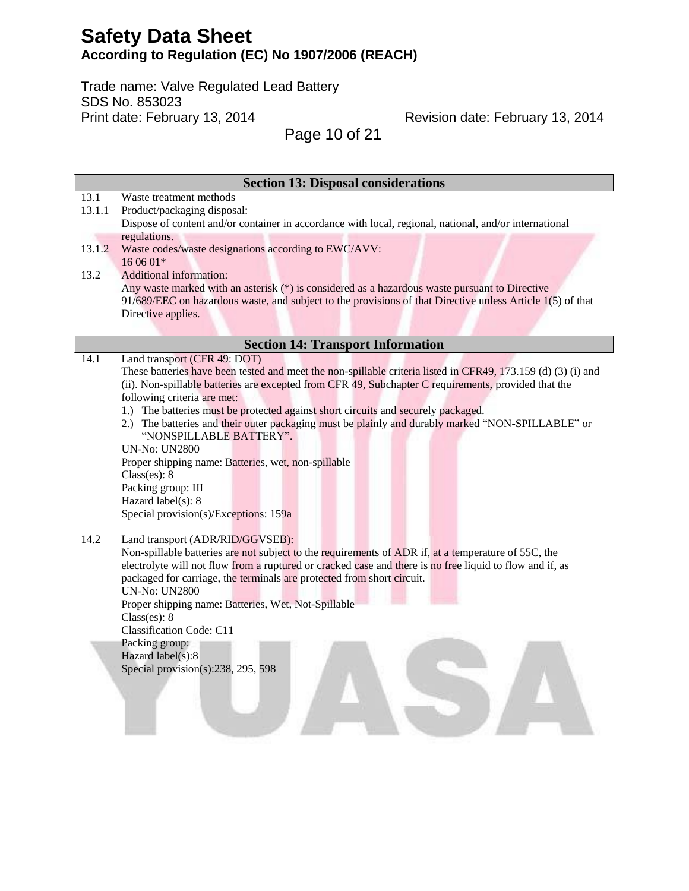## Section 13: Disposal considerations

13.1 Waste treatment methods

13.1.1 Product/packaging disposal:
Dispose of content and/or container in accordance with local, regional, national, and/or international regulations.

13.1.2 Waste codes/waste designations according to EWC/AVV:
16 06 01*

13.2 Additional information:
Any waste marked with an asterisk (*) is considered as a hazardous waste pursuant to Directive 91/689/EEC on hazardous waste, and subject to the provisions of that Directive unless Article 1(5) of that Directive applies.

## Section 14: Transport Information

14.1 Land transport (CFR 49: DOT)
These batteries have been tested and meet the non-spillable criteria listed in CFR49, 173.159 (d) (3) (i) and (ii). Non-spillable batteries are excepted from CFR 49, Subchapter C requirements, provided that the following criteria are met:

1.) The batteries must be protected against short circuits and securely packaged.
2.) The batteries and their outer packaging must be plainly and durably marked "NON-SPILLABLE" or "NONSPILLABLE BATTERY".

UN-No: UN2800
Proper shipping name: Batteries, wet, non-spillable
Class(es): 8
Packing group: III
Hazard label(s): 8
Special provision(s)/Exceptions: 159a

14.2 Land transport (ADR/RID/GGVSEB):
Non-spillable batteries are not subject to the requirements of ADR if, at a temperature of 55C, the electrolyte will not flow from a ruptured or cracked case and there is no free liquid to flow and if, as packaged for carriage, the terminals are protected from short circuit.
UN-No: UN2800
Proper shipping name: Batteries, Wet, Not-Spillable
Class(es): 8
Classification Code: C11
Packing group:
Hazard label(s):8
Special provision(s):238, 295, 598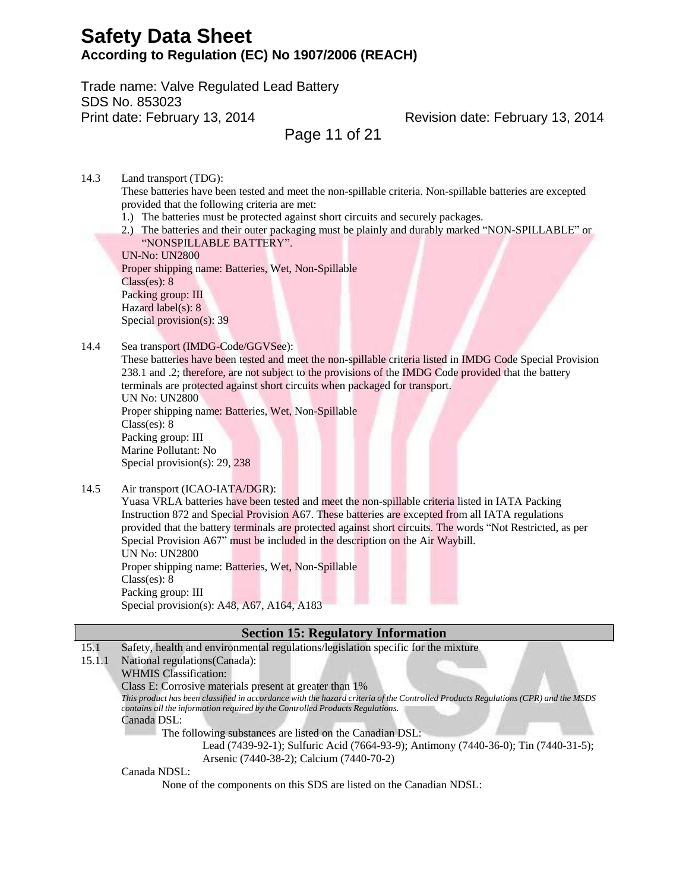14.3 Land transport (TDG):

These batteries have been tested and meet the non-spillable criteria. Non-spillable batteries are excepted provided that the following criteria are met:

1.) The batteries must be protected against short circuits and securely packages.
2.) The batteries and their outer packaging must be plainly and durably marked "NON-SPILLABLE" or "NONSPILLABLE BATTERY".

UN-No: UN2800
Proper shipping name: Batteries, Wet, Non-Spillable
Class(es): 8
Packing group: III
Hazard label(s): 8
Special provision(s): 39

14.4 Sea transport (IMDG-Code/GGVSee):

These batteries have been tested and meet the non-spillable criteria listed in IMDG Code Special Provision 238.1 and .2; therefore, are not subject to the provisions of the IMDG Code provided that the battery terminals are protected against short circuits when packaged for transport.
UN No: UN2800
Proper shipping name: Batteries, Wet, Non-Spillable
Class(es): 8
Packing group: III
Marine Pollutant: No
Special provision(s): 29, 238

14.5 Air transport (ICAO-IATA/DGR):

Yuasa VRLA batteries have been tested and meet the non-spillable criteria listed in IATA Packing Instruction 872 and Special Provision A67. These batteries are excepted from all IATA regulations provided that the battery terminals are protected against short circuits. The words "Not Restricted, as per Special Provision A67" must be included in the description on the Air Waybill.
UN No: UN2800
Proper shipping name: Batteries, Wet, Non-Spillable
Class(es): 8
Packing group: III
Special provision(s): A48, A67, A164, A183

## Section 15: Regulatory Information

15.1 Safety, health and environmental regulations/legislation specific for the mixture

15.1.1 National regulations(Canada):

WHMIS Classification:
Class E: Corrosive materials present at greater than 1%
*This product has been classified in accordance with the hazard criteria of the Controlled Products Regulations (CPR) and the MSDS contains all the information required by the Controlled Products Regulations.*

Canada DSL:
The following substances are listed on the Canadian DSL:
Lead (7439-92-1); Sulfuric Acid (7664-93-9); Antimony (7440-36-0); Tin (7440-31-5); Arsenic (7440-38-2); Calcium (7440-70-2)

Canada NDSL:
None of the components on this SDS are listed on the Canadian NDSL: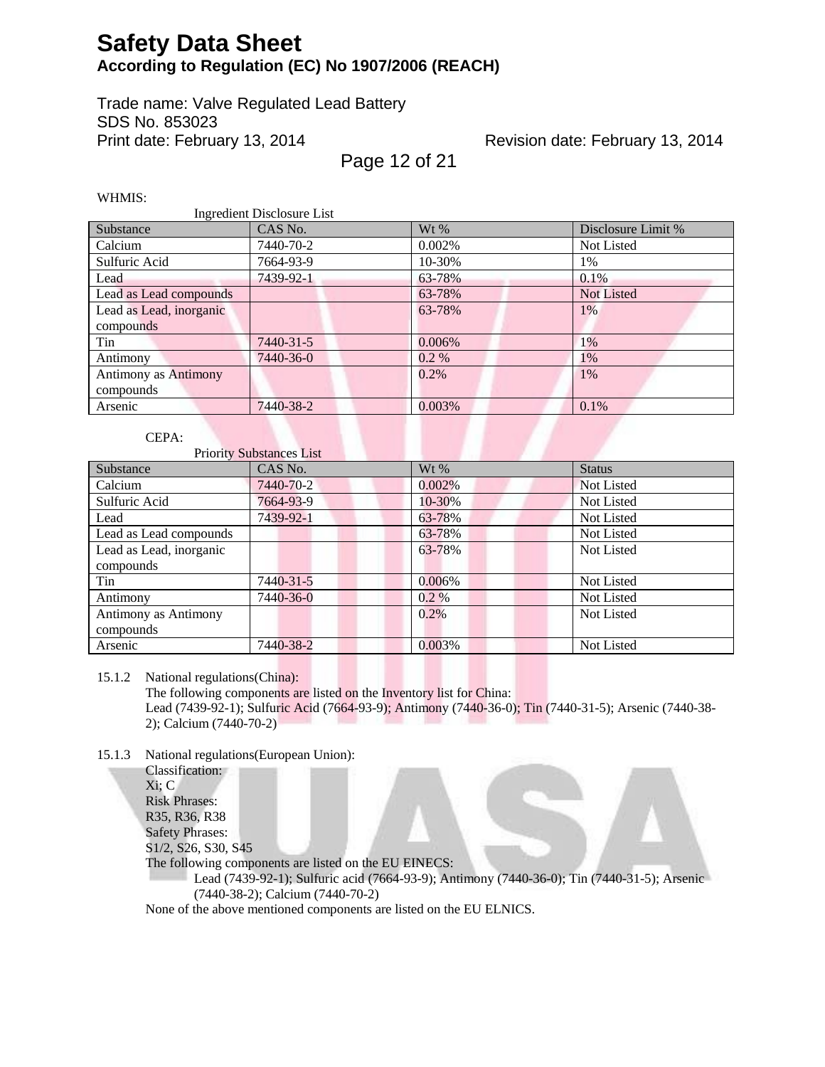WHMIS:

Ingredient Disclosure List

| Substance | CAS No. | Wt % | Disclosure Limit % |
|---|---|---|---|
| Calcium | 7440-70-2 | 0.002% | Not Listed |
| Sulfuric Acid | 7664-93-9 | 10-30% | 1% |
| Lead | 7439-92-1 | 63-78% | 0.1% |
| Lead as Lead compounds | | 63-78% | Not Listed |
| Lead as Lead, inorganic compounds | | 63-78% | 1% |
| Tin | 7440-31-5 | 0.006% | 1% |
| Antimony | 7440-36-0 | 0.2 % | 1% |
| Antimony as Antimony compounds | | 0.2% | 1% |
| Arsenic | 7440-38-2 | 0.003% | 0.1% |

CEPA:

Priority Substances List

| Substance | CAS No. | Wt % | Status |
|---|---|---|---|
| Calcium | 7440-70-2 | 0.002% | Not Listed |
| Sulfuric Acid | 7664-93-9 | 10-30% | Not Listed |
| Lead | 7439-92-1 | 63-78% | Not Listed |
| Lead as Lead compounds | | 63-78% | Not Listed |
| Lead as Lead, inorganic compounds | | 63-78% | Not Listed |
| Tin | 7440-31-5 | 0.006% | Not Listed |
| Antimony | 7440-36-0 | 0.2 % | Not Listed |
| Antimony as Antimony compounds | | 0.2% | Not Listed |
| Arsenic | 7440-38-2 | 0.003% | Not Listed |

15.1.2 National regulations(China):

The following components are listed on the Inventory list for China:
Lead (7439-92-1); Sulfuric Acid (7664-93-9); Antimony (7440-36-0); Tin (7440-31-5); Arsenic (7440-38-2); Calcium (7440-70-2)

15.1.3 National regulations(European Union):

Classification:
Xi; C
Risk Phrases:
R35, R36, R38
Safety Phrases:
S1/2, S26, S30, S45
The following components are listed on the EU EINECS:
Lead (7439-92-1); Sulfuric acid (7664-93-9); Antimony (7440-36-0); Tin (7440-31-5); Arsenic (7440-38-2); Calcium (7440-70-2)
None of the above mentioned components are listed on the EU ELNICS.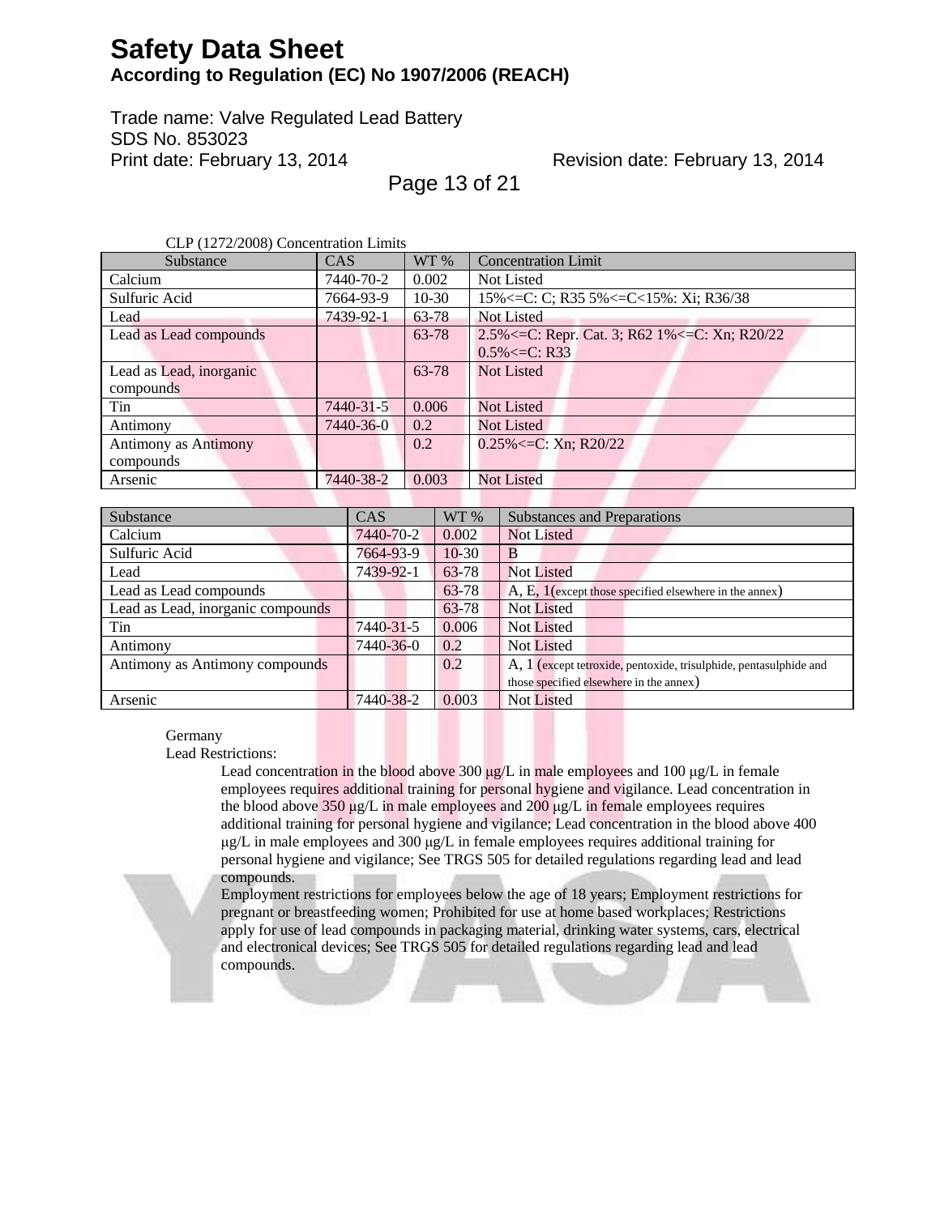CLP (1272/2008) Concentration Limits

| Substance | CAS | WT % | Concentration Limit |
|---|---|---|---|
| Calcium | 7440-70-2 | 0.002 | Not Listed |
| Sulfuric Acid | 7664-93-9 | 10-30 | 15%<=C: C; R35 5%<=C<15%: Xi; R36/38 |
| Lead | 7439-92-1 | 63-78 | Not Listed |
| Lead as Lead compounds | | 63-78 | 2.5%<=C: Repr. Cat. 3; R62 1%<=C: Xn; R20/22 0.5%<=C: R33 |
| Lead as Lead, inorganic compounds | | 63-78 | Not Listed |
| Tin | 7440-31-5 | 0.006 | Not Listed |
| Antimony | 7440-36-0 | 0.2 | Not Listed |
| Antimony as Antimony compounds | | 0.2 | 0.25%<=C: Xn; R20/22 |
| Arsenic | 7440-38-2 | 0.003 | Not Listed |

| Substance | CAS | WT % | Substances and Preparations |
|---|---|---|---|
| Calcium | 7440-70-2 | 0.002 | Not Listed |
| Sulfuric Acid | 7664-93-9 | 10-30 | B |
| Lead | 7439-92-1 | 63-78 | Not Listed |
| Lead as Lead compounds | | 63-78 | A, E, 1(except those specified elsewhere in the annex) |
| Lead as Lead, inorganic compounds | | 63-78 | Not Listed |
| Tin | 7440-31-5 | 0.006 | Not Listed |
| Antimony | 7440-36-0 | 0.2 | Not Listed |
| Antimony as Antimony compounds | | 0.2 | A, 1 (except tetroxide, pentoxide, trisulphide, pentasulphide and those specified elsewhere in the annex) |
| Arsenic | 7440-38-2 | 0.003 | Not Listed |

Germany

Lead Restrictions:

Lead concentration in the blood above 300 µg/L in male employees and 100 µg/L in female employees requires additional training for personal hygiene and vigilance. Lead concentration in the blood above 350 µg/L in male employees and 200 µg/L in female employees requires additional training for personal hygiene and vigilance; Lead concentration in the blood above 400 µg/L in male employees and 300 µg/L in female employees requires additional training for personal hygiene and vigilance; See TRGS 505 for detailed regulations regarding lead and lead compounds.

Employment restrictions for employees below the age of 18 years; Employment restrictions for pregnant or breastfeeding women; Prohibited for use at home based workplaces; Restrictions apply for use of lead compounds in packaging material, drinking water systems, cars, electrical and electronical devices; See TRGS 505 for detailed regulations regarding lead and lead compounds.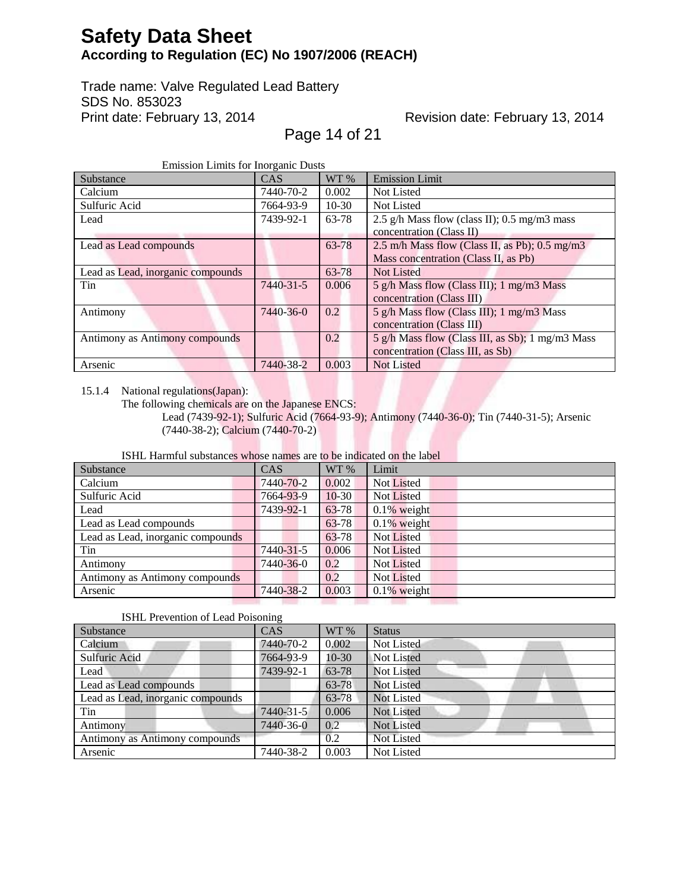Emission Limits for Inorganic Dusts

| Substance | CAS | WT % | Emission Limit |
| --- | --- | --- | --- |
| Calcium | 7440-70-2 | 0.002 | Not Listed |
| Sulfuric Acid | 7664-93-9 | 10-30 | Not Listed |
| Lead | 7439-92-1 | 63-78 | 2.5 g/h Mass flow (class II); 0.5 mg/m3 mass concentration (Class II) |
| Lead as Lead compounds | | 63-78 | 2.5 m/h Mass flow (Class II, as Pb); 0.5 mg/m3 Mass concentration (Class II, as Pb) |
| Lead as Lead, inorganic compounds | | 63-78 | Not Listed |
| Tin | 7440-31-5 | 0.006 | 5 g/h Mass flow (Class III); 1 mg/m3 Mass concentration (Class III) |
| Antimony | 7440-36-0 | 0.2 | 5 g/h Mass flow (Class III); 1 mg/m3 Mass concentration (Class III) |
| Antimony as Antimony compounds | | 0.2 | 5 g/h Mass flow (Class III, as Sb); 1 mg/m3 Mass concentration (Class III, as Sb) |
| Arsenic | 7440-38-2 | 0.003 | Not Listed |

15.1.4 National regulations(Japan):

The following chemicals are on the Japanese ENCS:

Lead (7439-92-1); Sulfuric Acid (7664-93-9); Antimony (7440-36-0); Tin (7440-31-5); Arsenic (7440-38-2); Calcium (7440-70-2)

ISHL Harmful substances whose names are to be indicated on the label

| Substance | CAS | WT % | Limit |
| --- | --- | --- | --- |
| Calcium | 7440-70-2 | 0.002 | Not Listed |
| Sulfuric Acid | 7664-93-9 | 10-30 | Not Listed |
| Lead | 7439-92-1 | 63-78 | 0.1% weight |
| Lead as Lead compounds | | 63-78 | 0.1% weight |
| Lead as Lead, inorganic compounds | | 63-78 | Not Listed |
| Tin | 7440-31-5 | 0.006 | Not Listed |
| Antimony | 7440-36-0 | 0.2 | Not Listed |
| Antimony as Antimony compounds | | 0.2 | Not Listed |
| Arsenic | 7440-38-2 | 0.003 | 0.1% weight |

ISHL Prevention of Lead Poisoning

| Substance | CAS | WT % | Status |
| --- | --- | --- | --- |
| Calcium | 7440-70-2 | 0.002 | Not Listed |
| Sulfuric Acid | 7664-93-9 | 10-30 | Not Listed |
| Lead | 7439-92-1 | 63-78 | Not Listed |
| Lead as Lead compounds | | 63-78 | Not Listed |
| Lead as Lead, inorganic compounds | | 63-78 | Not Listed |
| Tin | 7440-31-5 | 0.006 | Not Listed |
| Antimony | 7440-36-0 | 0.2 | Not Listed |
| Antimony as Antimony compounds | | 0.2 | Not Listed |
| Arsenic | 7440-38-2 | 0.003 | Not Listed |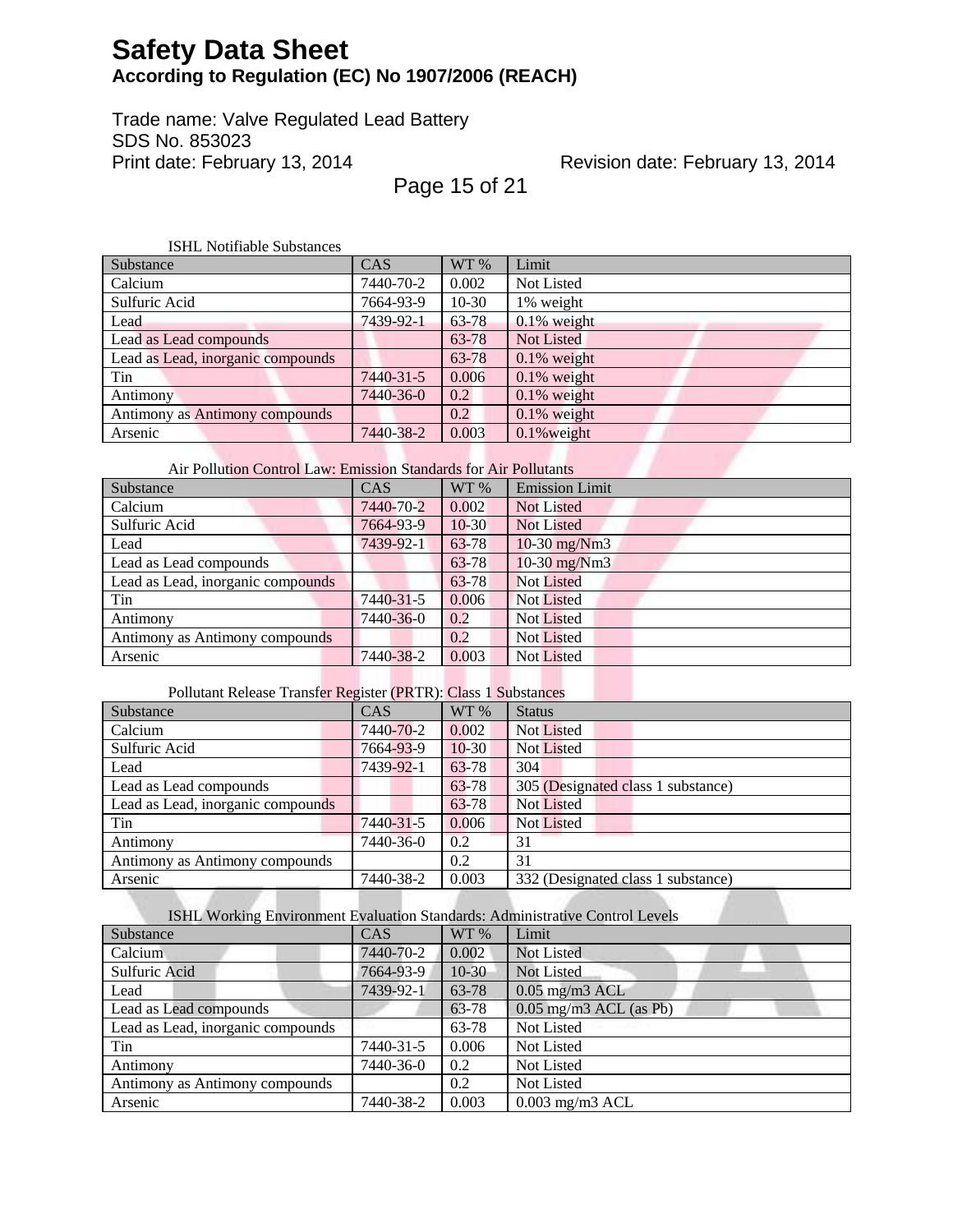ISHL Notifiable Substances

| Substance | CAS | WT % | Limit |
|---|---|---|---|
| Calcium | 7440-70-2 | 0.002 | Not Listed |
| Sulfuric Acid | 7664-93-9 | 10-30 | 1% weight |
| Lead | 7439-92-1 | 63-78 | 0.1% weight |
| Lead as Lead compounds | | 63-78 | Not Listed |
| Lead as Lead, inorganic compounds | | 63-78 | 0.1% weight |
| Tin | 7440-31-5 | 0.006 | 0.1% weight |
| Antimony | 7440-36-0 | 0.2 | 0.1% weight |
| Antimony as Antimony compounds | | 0.2 | 0.1% weight |
| Arsenic | 7440-38-2 | 0.003 | 0.1%weight |

Air Pollution Control Law: Emission Standards for Air Pollutants

| Substance | CAS | WT % | Emission Limit |
|---|---|---|---|
| Calcium | 7440-70-2 | 0.002 | Not Listed |
| Sulfuric Acid | 7664-93-9 | 10-30 | Not Listed |
| Lead | 7439-92-1 | 63-78 | 10-30 mg/Nm3 |
| Lead as Lead compounds | | 63-78 | 10-30 mg/Nm3 |
| Lead as Lead, inorganic compounds | | 63-78 | Not Listed |
| Tin | 7440-31-5 | 0.006 | Not Listed |
| Antimony | 7440-36-0 | 0.2 | Not Listed |
| Antimony as Antimony compounds | | 0.2 | Not Listed |
| Arsenic | 7440-38-2 | 0.003 | Not Listed |

Pollutant Release Transfer Register (PRTR): Class 1 Substances

| Substance | CAS | WT % | Status |
|---|---|---|---|
| Calcium | 7440-70-2 | 0.002 | Not Listed |
| Sulfuric Acid | 7664-93-9 | 10-30 | Not Listed |
| Lead | 7439-92-1 | 63-78 | 304 |
| Lead as Lead compounds | | 63-78 | 305 (Designated class 1 substance) |
| Lead as Lead, inorganic compounds | | 63-78 | Not Listed |
| Tin | 7440-31-5 | 0.006 | Not Listed |
| Antimony | 7440-36-0 | 0.2 | 31 |
| Antimony as Antimony compounds | | 0.2 | 31 |
| Arsenic | 7440-38-2 | 0.003 | 332 (Designated class 1 substance) |

ISHL Working Environment Evaluation Standards: Administrative Control Levels

| Substance | CAS | WT % | Limit |
|---|---|---|---|
| Calcium | 7440-70-2 | 0.002 | Not Listed |
| Sulfuric Acid | 7664-93-9 | 10-30 | Not Listed |
| Lead | 7439-92-1 | 63-78 | 0.05 mg/m3 ACL |
| Lead as Lead compounds | | 63-78 | 0.05 mg/m3 ACL (as Pb) |
| Lead as Lead, inorganic compounds | | 63-78 | Not Listed |
| Tin | 7440-31-5 | 0.006 | Not Listed |
| Antimony | 7440-36-0 | 0.2 | Not Listed |
| Antimony as Antimony compounds | | 0.2 | Not Listed |
| Arsenic | 7440-38-2 | 0.003 | 0.003 mg/m3 ACL |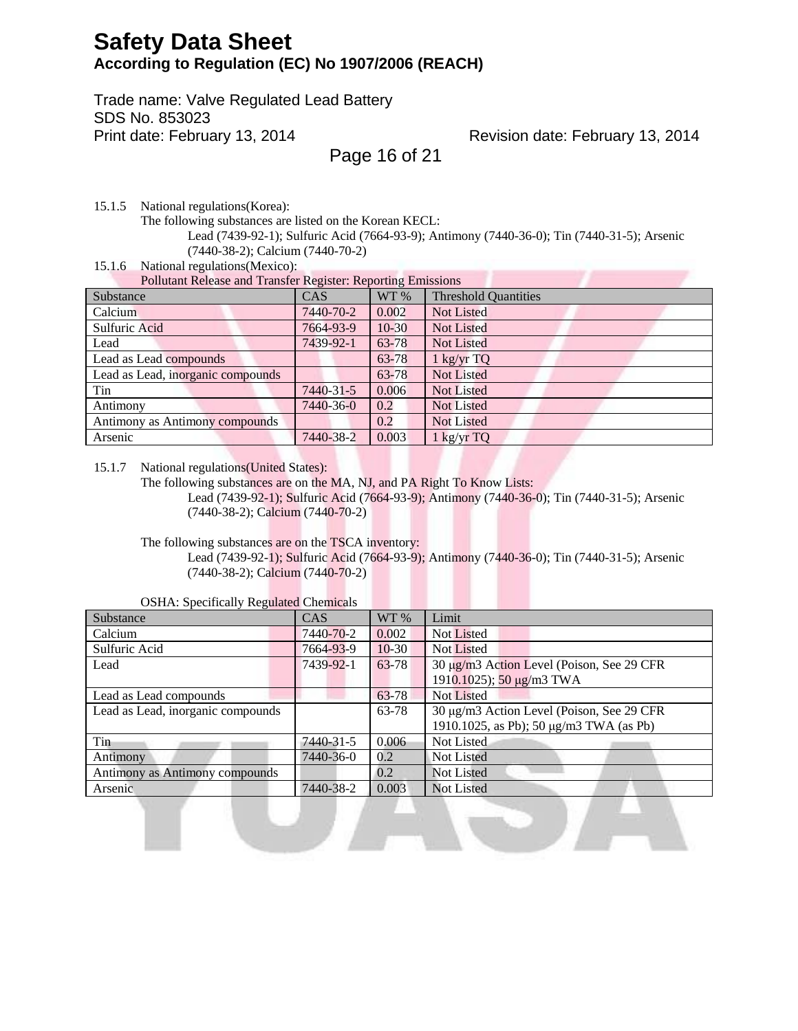15.1.5 National regulations(Korea):

The following substances are listed on the Korean KECL:

Lead (7439-92-1); Sulfuric Acid (7664-93-9); Antimony (7440-36-0); Tin (7440-31-5); Arsenic (7440-38-2); Calcium (7440-70-2)

15.1.6 National regulations(Mexico):

Pollutant Release and Transfer Register: Reporting Emissions

| Substance | CAS | WT % | Threshold Quantities |
|---|---|---|---|
| Calcium | 7440-70-2 | 0.002 | Not Listed |
| Sulfuric Acid | 7664-93-9 | 10-30 | Not Listed |
| Lead | 7439-92-1 | 63-78 | Not Listed |
| Lead as Lead compounds | | 63-78 | 1 kg/yr TQ |
| Lead as Lead, inorganic compounds | | 63-78 | Not Listed |
| Tin | 7440-31-5 | 0.006 | Not Listed |
| Antimony | 7440-36-0 | 0.2 | Not Listed |
| Antimony as Antimony compounds | | 0.2 | Not Listed |
| Arsenic | 7440-38-2 | 0.003 | 1 kg/yr TQ |

15.1.7 National regulations(United States):

The following substances are on the MA, NJ, and PA Right To Know Lists:

Lead (7439-92-1); Sulfuric Acid (7664-93-9); Antimony (7440-36-0); Tin (7440-31-5); Arsenic (7440-38-2); Calcium (7440-70-2)

The following substances are on the TSCA inventory:

Lead (7439-92-1); Sulfuric Acid (7664-93-9); Antimony (7440-36-0); Tin (7440-31-5); Arsenic (7440-38-2); Calcium (7440-70-2)

OSHA: Specifically Regulated Chemicals

| Substance | CAS | WT % | Limit |
|---|---|---|---|
| Calcium | 7440-70-2 | 0.002 | Not Listed |
| Sulfuric Acid | 7664-93-9 | 10-30 | Not Listed |
| Lead | 7439-92-1 | 63-78 | 30 μg/m3 Action Level (Poison, See 29 CFR 1910.1025); 50 μg/m3 TWA |
| Lead as Lead compounds | | 63-78 | Not Listed |
| Lead as Lead, inorganic compounds | | 63-78 | 30 μg/m3 Action Level (Poison, See 29 CFR 1910.1025, as Pb); 50 μg/m3 TWA (as Pb) |
| Tin | 7440-31-5 | 0.006 | Not Listed |
| Antimony | 7440-36-0 | 0.2 | Not Listed |
| Antimony as Antimony compounds | | 0.2 | Not Listed |
| Arsenic | 7440-38-2 | 0.003 | Not Listed |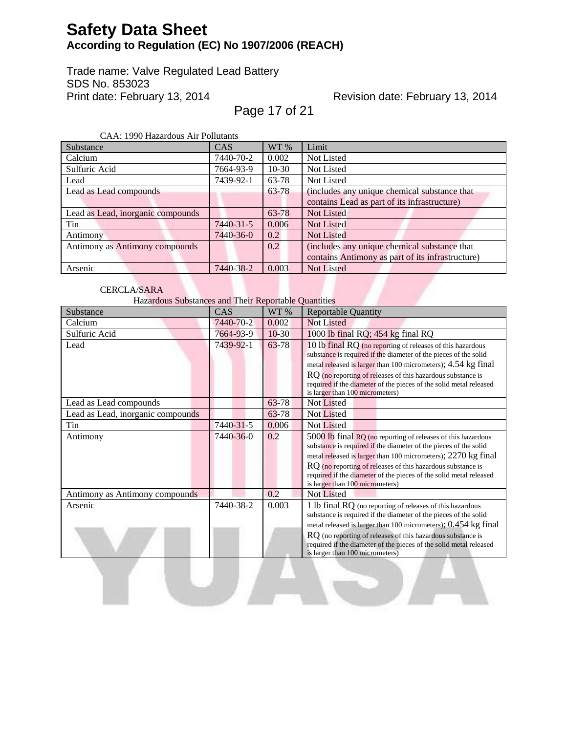CAA: 1990 Hazardous Air Pollutants

| Substance | CAS | WT % | Limit |
|---|---|---|---|
| Calcium | 7440-70-2 | 0.002 | Not Listed |
| Sulfuric Acid | 7664-93-9 | 10-30 | Not Listed |
| Lead | 7439-92-1 | 63-78 | Not Listed |
| Lead as Lead compounds | | 63-78 | (includes any unique chemical substance that contains Lead as part of its infrastructure) |
| Lead as Lead, inorganic compounds | | 63-78 | Not Listed |
| Tin | 7440-31-5 | 0.006 | Not Listed |
| Antimony | 7440-36-0 | 0.2 | Not Listed |
| Antimony as Antimony compounds | | 0.2 | (includes any unique chemical substance that contains Antimony as part of its infrastructure) |
| Arsenic | 7440-38-2 | 0.003 | Not Listed |

CERCLA/SARA

Hazardous Substances and Their Reportable Quantities

| Substance | CAS | WT % | Reportable Quantity |
|---|---|---|---|
| Calcium | 7440-70-2 | 0.002 | Not Listed |
| Sulfuric Acid | 7664-93-9 | 10-30 | 1000 lb final RQ; 454 kg final RQ |
| Lead | 7439-92-1 | 63-78 | 10 lb final RQ (no reporting of releases of this hazardous substance is required if the diameter of the pieces of the solid metal released is larger than 100 micrometers); 4.54 kg final RQ (no reporting of releases of this hazardous substance is required if the diameter of the pieces of the solid metal released is larger than 100 micrometers) |
| Lead as Lead compounds | | 63-78 | Not Listed |
| Lead as Lead, inorganic compounds | | 63-78 | Not Listed |
| Tin | 7440-31-5 | 0.006 | Not Listed |
| Antimony | 7440-36-0 | 0.2 | 5000 lb final RQ (no reporting of releases of this hazardous substance is required if the diameter of the pieces of the solid metal released is larger than 100 micrometers); 2270 kg final RQ (no reporting of releases of this hazardous substance is required if the diameter of the pieces of the solid metal released is larger than 100 micrometers) |
| Antimony as Antimony compounds | | 0.2 | Not Listed |
| Arsenic | 7440-38-2 | 0.003 | 1 lb final RQ (no reporting of releases of this hazardous substance is required if the diameter of the pieces of the solid metal released is larger than 100 micrometers); 0.454 kg final RQ (no reporting of releases of this hazardous substance is required if the diameter of the pieces of the solid metal released is larger than 100 micrometers) |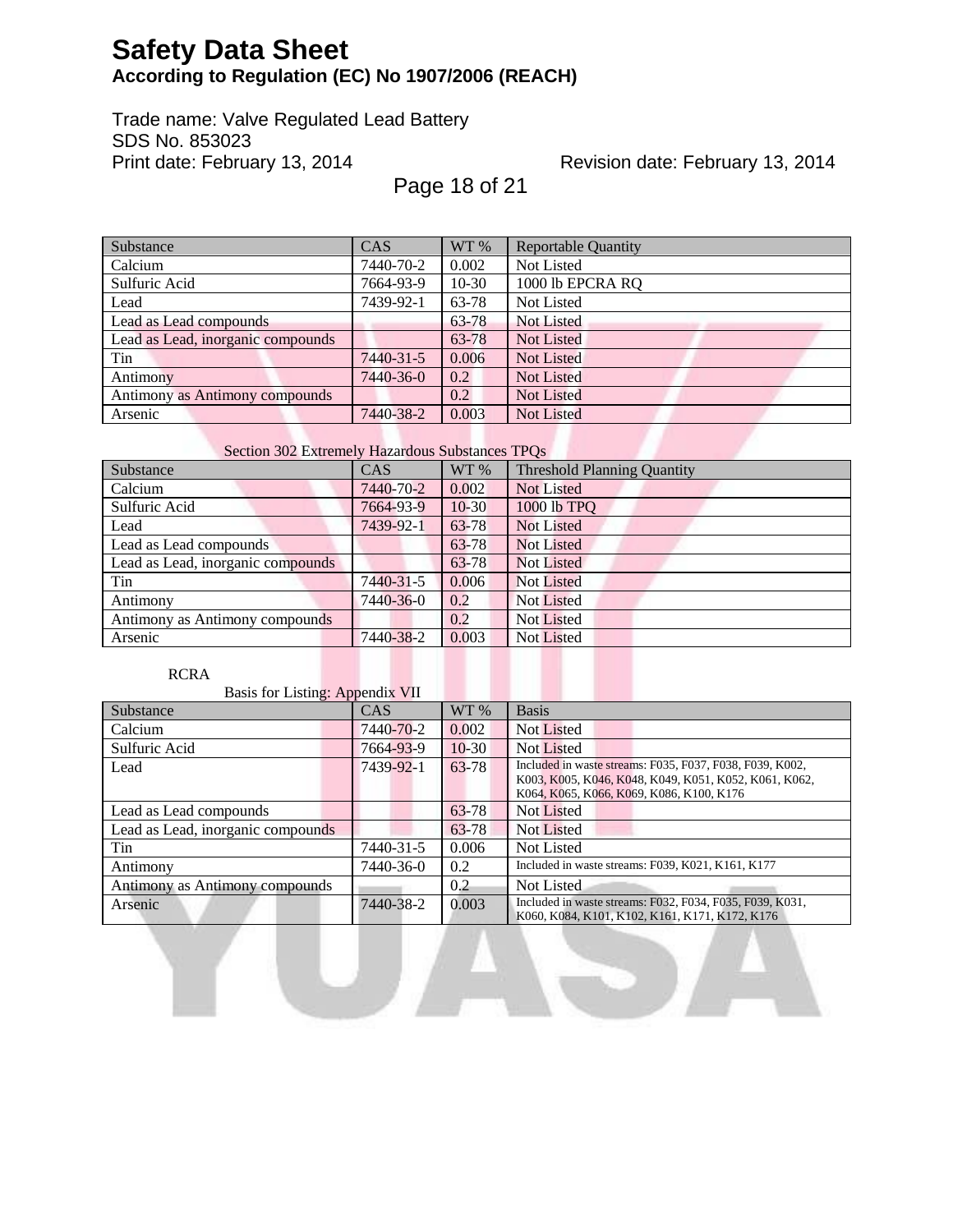| Substance | CAS | WT % | Reportable Quantity |
|---|---|---|---|
| Calcium | 7440-70-2 | 0.002 | Not Listed |
| Sulfuric Acid | 7664-93-9 | 10-30 | 1000 lb EPCRA RQ |
| Lead | 7439-92-1 | 63-78 | Not Listed |
| Lead as Lead compounds | | 63-78 | Not Listed |
| Lead as Lead, inorganic compounds | | 63-78 | Not Listed |
| Tin | 7440-31-5 | 0.006 | Not Listed |
| Antimony | 7440-36-0 | 0.2 | Not Listed |
| Antimony as Antimony compounds | | 0.2 | Not Listed |
| Arsenic | 7440-38-2 | 0.003 | Not Listed |

Section 302 Extremely Hazardous Substances TPQs

| Substance | CAS | WT % | Threshold Planning Quantity |
|---|---|---|---|
| Calcium | 7440-70-2 | 0.002 | Not Listed |
| Sulfuric Acid | 7664-93-9 | 10-30 | 1000 lb TPQ |
| Lead | 7439-92-1 | 63-78 | Not Listed |
| Lead as Lead compounds | | 63-78 | Not Listed |
| Lead as Lead, inorganic compounds | | 63-78 | Not Listed |
| Tin | 7440-31-5 | 0.006 | Not Listed |
| Antimony | 7440-36-0 | 0.2 | Not Listed |
| Antimony as Antimony compounds | | 0.2 | Not Listed |
| Arsenic | 7440-38-2 | 0.003 | Not Listed |

RCRA

Basis for Listing: Appendix VII

| Substance | CAS | WT % | Basis |
|---|---|---|---|
| Calcium | 7440-70-2 | 0.002 | Not Listed |
| Sulfuric Acid | 7664-93-9 | 10-30 | Not Listed |
| Lead | 7439-92-1 | 63-78 | Included in waste streams: F035, F037, F038, F039, K002, K003, K005, K046, K048, K049, K051, K052, K061, K062, K064, K065, K066, K069, K086, K100, K176 |
| Lead as Lead compounds | | 63-78 | Not Listed |
| Lead as Lead, inorganic compounds | | 63-78 | Not Listed |
| Tin | 7440-31-5 | 0.006 | Not Listed |
| Antimony | 7440-36-0 | 0.2 | Included in waste streams: F039, K021, K161, K177 |
| Antimony as Antimony compounds | | 0.2 | Not Listed |
| Arsenic | 7440-38-2 | 0.003 | Included in waste streams: F032, F034, F035, F039, K031, K060, K084, K101, K102, K161, K171, K172, K176 |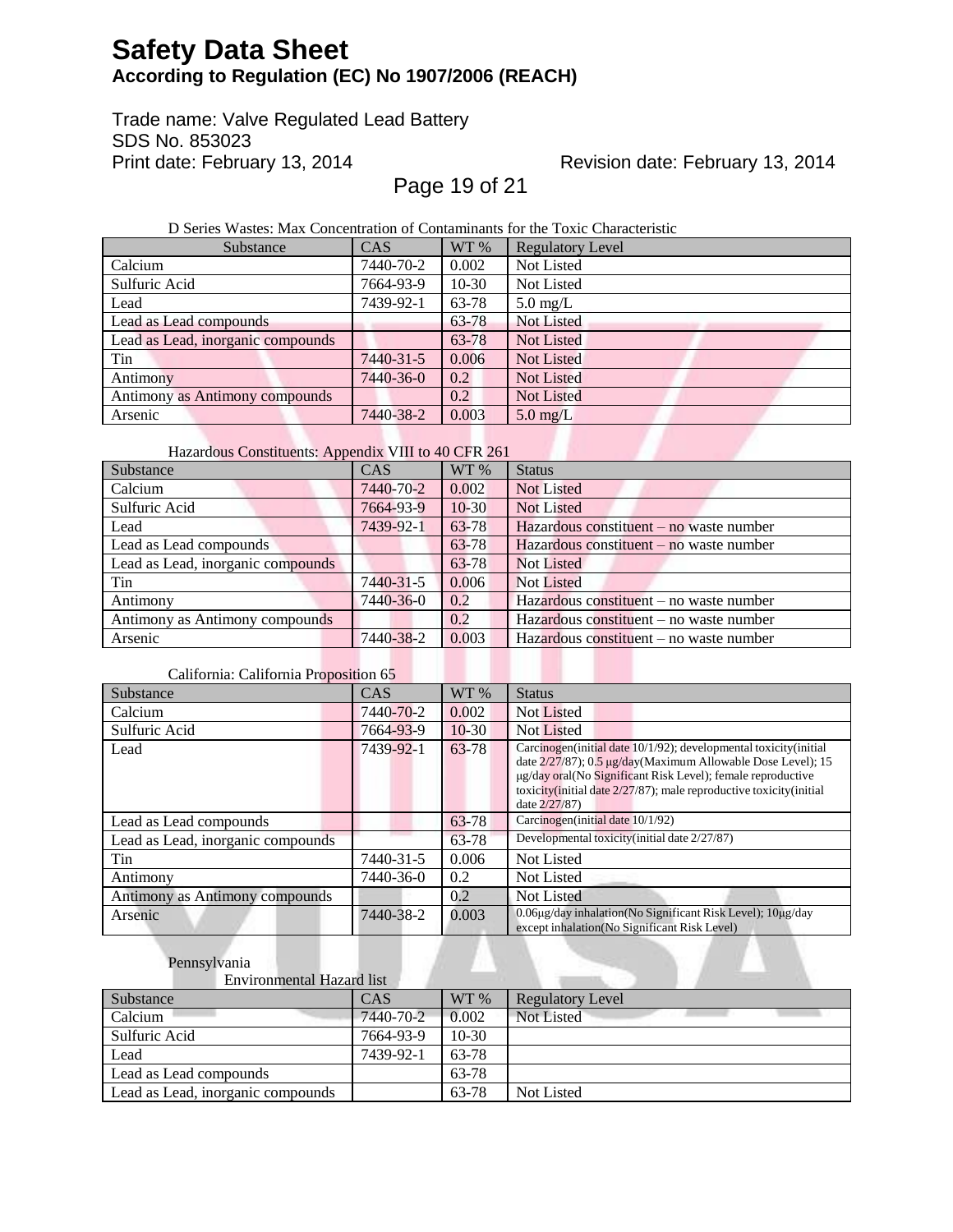D Series Wastes: Max Concentration of Contaminants for the Toxic Characteristic

| Substance | CAS | WT % | Regulatory Level |
|---|---|---|---|
| Calcium | 7440-70-2 | 0.002 | Not Listed |
| Sulfuric Acid | 7664-93-9 | 10-30 | Not Listed |
| Lead | 7439-92-1 | 63-78 | 5.0 mg/L |
| Lead as Lead compounds | | 63-78 | Not Listed |
| Lead as Lead, inorganic compounds | | 63-78 | Not Listed |
| Tin | 7440-31-5 | 0.006 | Not Listed |
| Antimony | 7440-36-0 | 0.2 | Not Listed |
| Antimony as Antimony compounds | | 0.2 | Not Listed |
| Arsenic | 7440-38-2 | 0.003 | 5.0 mg/L |

Hazardous Constituents: Appendix VIII to 40 CFR 261

| Substance | CAS | WT % | Status |
|---|---|---|---|
| Calcium | 7440-70-2 | 0.002 | Not Listed |
| Sulfuric Acid | 7664-93-9 | 10-30 | Not Listed |
| Lead | 7439-92-1 | 63-78 | Hazardous constituent – no waste number |
| Lead as Lead compounds | | 63-78 | Hazardous constituent – no waste number |
| Lead as Lead, inorganic compounds | | 63-78 | Not Listed |
| Tin | 7440-31-5 | 0.006 | Not Listed |
| Antimony | 7440-36-0 | 0.2 | Hazardous constituent – no waste number |
| Antimony as Antimony compounds | | 0.2 | Hazardous constituent – no waste number |
| Arsenic | 7440-38-2 | 0.003 | Hazardous constituent – no waste number |

California: California Proposition 65

| Substance | CAS | WT % | Status |
|---|---|---|---|
| Calcium | 7440-70-2 | 0.002 | Not Listed |
| Sulfuric Acid | 7664-93-9 | 10-30 | Not Listed |
| Lead | 7439-92-1 | 63-78 | Carcinogen(initial date 10/1/92); developmental toxicity(initial date 2/27/87); 0.5 µg/day(Maximum Allowable Dose Level); 15 µg/day oral(No Significant Risk Level); female reproductive toxicity(initial date 2/27/87); male reproductive toxicity(initial date 2/27/87) |
| Lead as Lead compounds | | 63-78 | Carcinogen(initial date 10/1/92) |
| Lead as Lead, inorganic compounds | | 63-78 | Developmental toxicity(initial date 2/27/87) |
| Tin | 7440-31-5 | 0.006 | Not Listed |
| Antimony | 7440-36-0 | 0.2 | Not Listed |
| Antimony as Antimony compounds | | 0.2 | Not Listed |
| Arsenic | 7440-38-2 | 0.003 | 0.06µg/day inhalation(No Significant Risk Level); 10µg/day except inhalation(No Significant Risk Level) |

Pennsylvania

Environmental Hazard list

| Substance | CAS | WT % | Regulatory Level |
|---|---|---|---|
| Calcium | 7440-70-2 | 0.002 | Not Listed |
| Sulfuric Acid | 7664-93-9 | 10-30 | |
| Lead | 7439-92-1 | 63-78 | |
| Lead as Lead compounds | | 63-78 | |
| Lead as Lead, inorganic compounds | | 63-78 | Not Listed |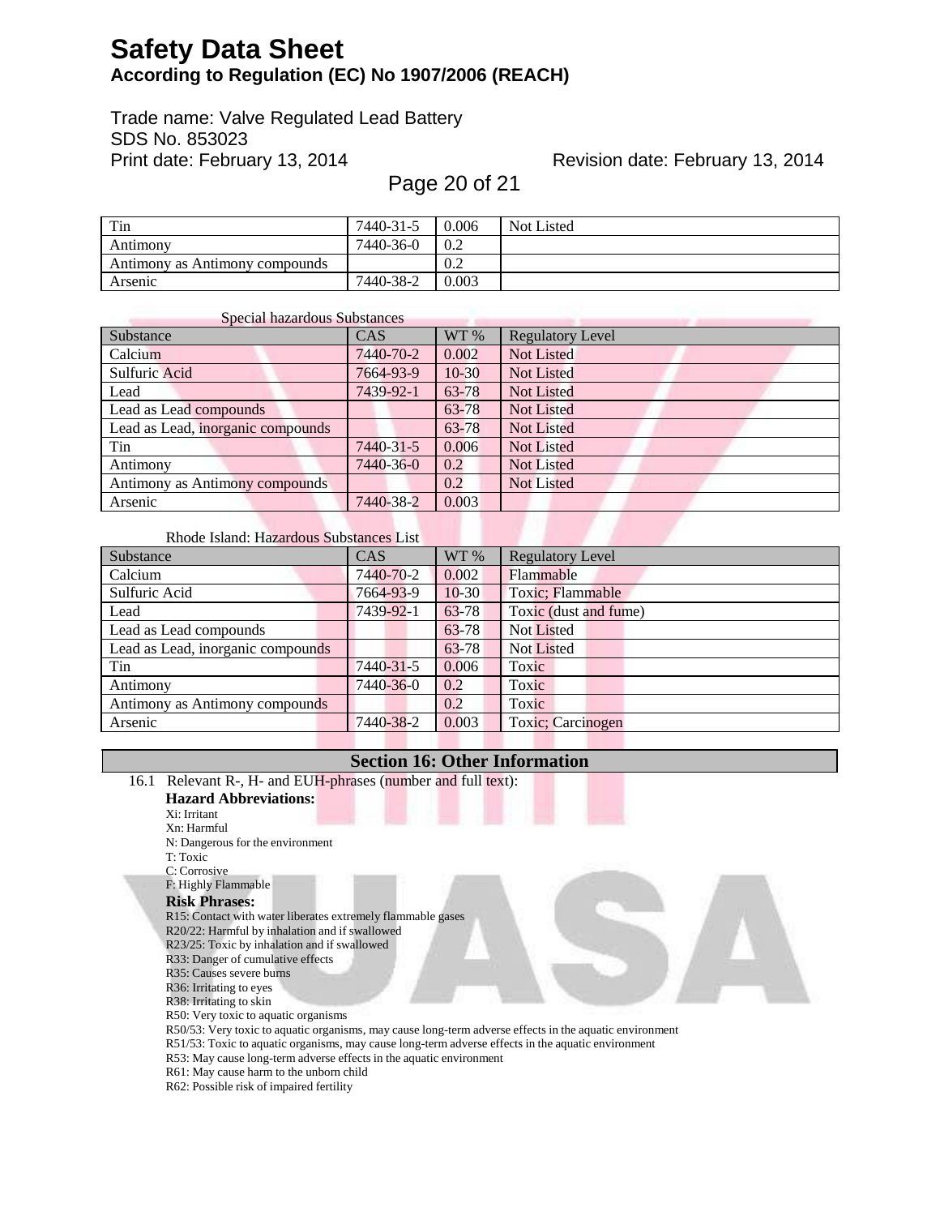| Tin | 7440-31-5 | 0.006 | Not Listed |
| --- | --- | --- | --- |
| Antimony | 7440-36-0 | 0.2 | |
| Antimony as Antimony compounds | | 0.2 | |
| Arsenic | 7440-38-2 | 0.003 | |

Special hazardous Substances

| Substance | CAS | WT % | Regulatory Level |
| --- | --- | --- | --- |
| Calcium | 7440-70-2 | 0.002 | Not Listed |
| Sulfuric Acid | 7664-93-9 | 10-30 | Not Listed |
| Lead | 7439-92-1 | 63-78 | Not Listed |
| Lead as Lead compounds | | 63-78 | Not Listed |
| Lead as Lead, inorganic compounds | | 63-78 | Not Listed |
| Tin | 7440-31-5 | 0.006 | Not Listed |
| Antimony | 7440-36-0 | 0.2 | Not Listed |
| Antimony as Antimony compounds | | 0.2 | Not Listed |
| Arsenic | 7440-38-2 | 0.003 | |

Rhode Island: Hazardous Substances List

| Substance | CAS | WT % | Regulatory Level |
| --- | --- | --- | --- |
| Calcium | 7440-70-2 | 0.002 | Flammable |
| Sulfuric Acid | 7664-93-9 | 10-30 | Toxic; Flammable |
| Lead | 7439-92-1 | 63-78 | Toxic (dust and fume) |
| Lead as Lead compounds | | 63-78 | Not Listed |
| Lead as Lead, inorganic compounds | | 63-78 | Not Listed |
| Tin | 7440-31-5 | 0.006 | Toxic |
| Antimony | 7440-36-0 | 0.2 | Toxic |
| Antimony as Antimony compounds | | 0.2 | Toxic |
| Arsenic | 7440-38-2 | 0.003 | Toxic; Carcinogen |

## Section 16: Other Information

16.1 Relevant R-, H- and EUH-phrases (number and full text):

**Hazard Abbreviations:**

Xi: Irritant
Xn: Harmful
N: Dangerous for the environment
T: Toxic
C: Corrosive
F: Highly Flammable

**Risk Phrases:**

R15: Contact with water liberates extremely flammable gases
R20/22: Harmful by inhalation and if swallowed
R23/25: Toxic by inhalation and if swallowed
R33: Danger of cumulative effects
R35: Causes severe burns
R36: Irritating to eyes
R38: Irritating to skin
R50: Very toxic to aquatic organisms
R50/53: Very toxic to aquatic organisms, may cause long-term adverse effects in the aquatic environment
R51/53: Toxic to aquatic organisms, may cause long-term adverse effects in the aquatic environment
R53: May cause long-term adverse effects in the aquatic environment
R61: May cause harm to the unborn child
R62: Possible risk of impaired fertility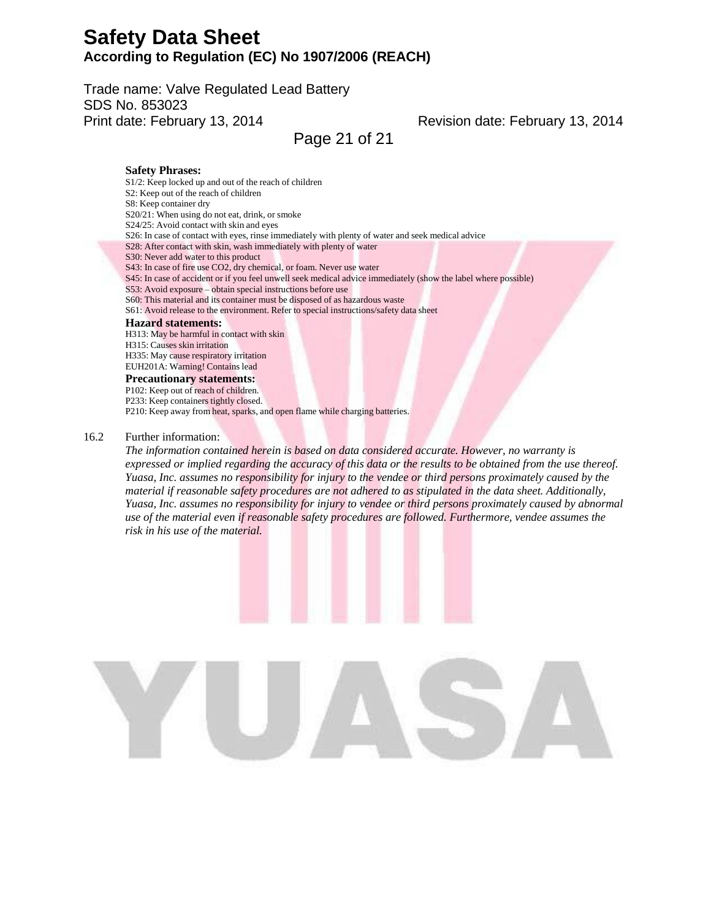**Safety Phrases:**

S1/2: Keep locked up and out of the reach of children
S2: Keep out of the reach of children
S8: Keep container dry
S20/21: When using do not eat, drink, or smoke
S24/25: Avoid contact with skin and eyes
S26: In case of contact with eyes, rinse immediately with plenty of water and seek medical advice
S28: After contact with skin, wash immediately with plenty of water
S30: Never add water to this product
S43: In case of fire use CO2, dry chemical, or foam. Never use water
S45: In case of accident or if you feel unwell seek medical advice immediately (show the label where possible)
S53: Avoid exposure – obtain special instructions before use
S60: This material and its container must be disposed of as hazardous waste
S61: Avoid release to the environment. Refer to special instructions/safety data sheet

**Hazard statements:**

H313: May be harmful in contact with skin
H315: Causes skin irritation
H335: May cause respiratory irritation
EUH201A: Warning! Contains lead

**Precautionary statements:**

P102: Keep out of reach of children.
P233: Keep containers tightly closed.
P210: Keep away from heat, sparks, and open flame while charging batteries.

16.2 Further information:

*The information contained herein is based on data considered accurate. However, no warranty is expressed or implied regarding the accuracy of this data or the results to be obtained from the use thereof. Yuasa, Inc. assumes no responsibility for injury to the vendee or third persons proximately caused by the material if reasonable safety procedures are not adhered to as stipulated in the data sheet. Additionally, Yuasa, Inc. assumes no responsibility for injury to vendee or third persons proximately caused by abnormal use of the material even if reasonable safety procedures are followed. Furthermore, vendee assumes the risk in his use of the material.*